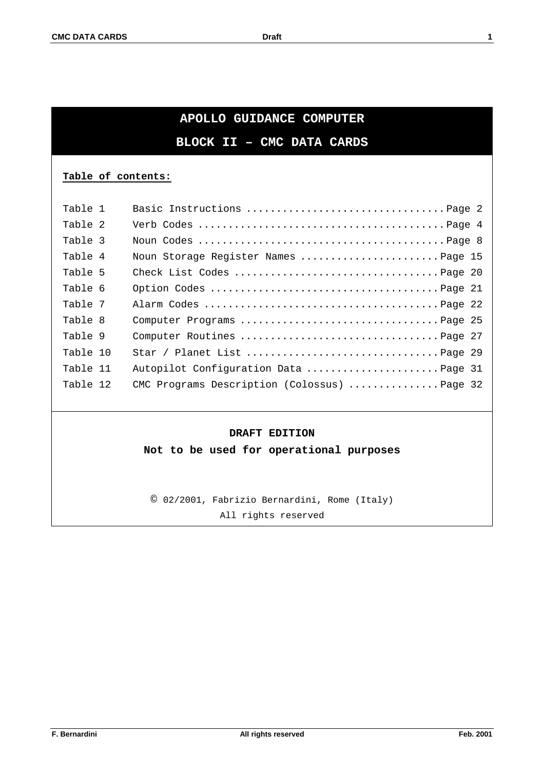# APOLLO GUIDANCE COMPUTER

## BLOCK II – CMC DATA CARDS

**Table of contents:**

| | | |
|---|---|---|
| Table 1 | Basic Instructions | Page 2 |
| Table 2 | Verb Codes | Page 4 |
| Table 3 | Noun Codes | Page 8 |
| Table 4 | Noun Storage Register Names | Page 15 |
| Table 5 | Check List Codes | Page 20 |
| Table 6 | Option Codes | Page 21 |
| Table 7 | Alarm Codes | Page 22 |
| Table 8 | Computer Programs | Page 25 |
| Table 9 | Computer Routines | Page 27 |
| Table 10 | Star / Planet List | Page 29 |
| Table 11 | Autopilot Configuration Data | Page 31 |
| Table 12 | CMC Programs Description (Colossus) | Page 32 |

**DRAFT EDITION**

**Not to be used for operational purposes**

© 02/2001, Fabrizio Bernardini, Rome (Italy)

All rights reserved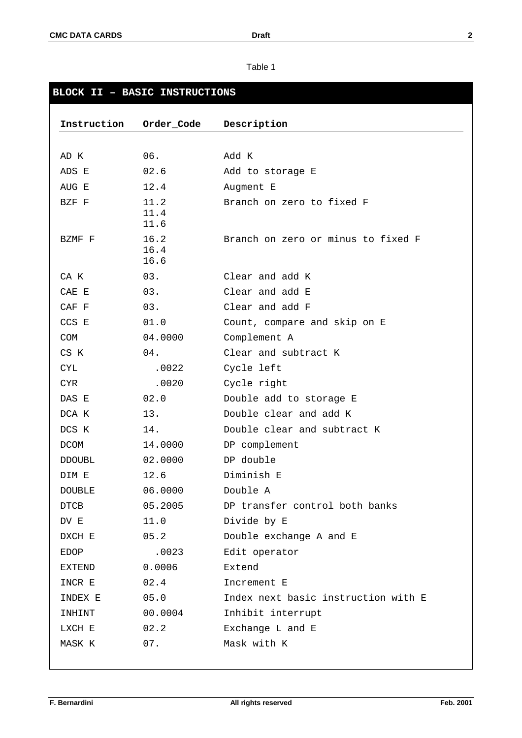Table 1

## BLOCK II – BASIC INSTRUCTIONS

| Instruction | Order_Code | Description |
|---|---|---|
| AD K | 06. | Add K |
| ADS E | 02.6 | Add to storage E |
| AUG E | 12.4 | Augment E |
| BZF F | 11.2<br>11.4<br>11.6 | Branch on zero to fixed F |
| BZMF F | 16.2<br>16.4<br>16.6 | Branch on zero or minus to fixed F |
| CA K | 03. | Clear and add K |
| CAE E | 03. | Clear and add E |
| CAF F | 03. | Clear and add F |
| CCS E | 01.0 | Count, compare and skip on E |
| COM | 04.0000 | Complement A |
| CS K | 04. | Clear and subtract K |
| CYL | .0022 | Cycle left |
| CYR | .0020 | Cycle right |
| DAS E | 02.0 | Double add to storage E |
| DCA K | 13. | Double clear and add K |
| DCS K | 14. | Double clear and subtract K |
| DCOM | 14.0000 | DP complement |
| DDOUBL | 02.0000 | DP double |
| DIM E | 12.6 | Diminish E |
| DOUBLE | 06.0000 | Double A |
| DTCB | 05.2005 | DP transfer control both banks |
| DV E | 11.0 | Divide by E |
| DXCH E | 05.2 | Double exchange A and E |
| EDOP | .0023 | Edit operator |
| EXTEND | 0.0006 | Extend |
| INCR E | 02.4 | Increment E |
| INDEX E | 05.0 | Index next basic instruction with E |
| INHINT | 00.0004 | Inhibit interrupt |
| LXCH E | 02.2 | Exchange L and E |
| MASK K | 07. | Mask with K |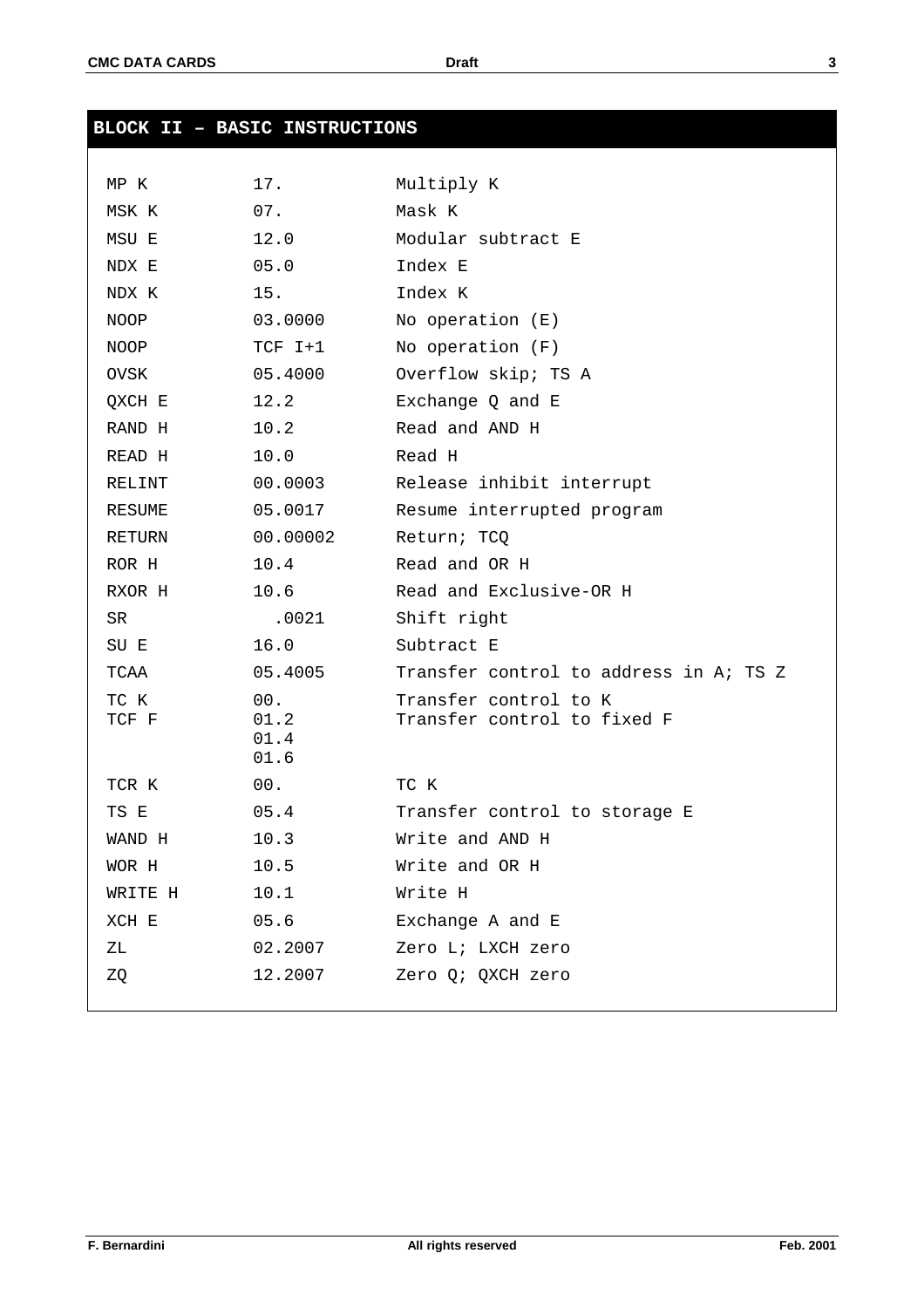## BLOCK II – BASIC INSTRUCTIONS

| | | |
|---|---|---|
| MP K | 17. | Multiply K |
| MSK K | 07. | Mask K |
| MSU E | 12.0 | Modular subtract E |
| NDX E | 05.0 | Index E |
| NDX K | 15. | Index K |
| NOOP | 03.0000 | No operation (E) |
| NOOP | TCF I+1 | No operation (F) |
| OVSK | 05.4000 | Overflow skip; TS A |
| QXCH E | 12.2 | Exchange Q and E |
| RAND H | 10.2 | Read and AND H |
| READ H | 10.0 | Read H |
| RELINT | 00.0003 | Release inhibit interrupt |
| RESUME | 05.0017 | Resume interrupted program |
| RETURN | 00.00002 | Return; TCQ |
| ROR H | 10.4 | Read and OR H |
| RXOR H | 10.6 | Read and Exclusive-OR H |
| SR | .0021 | Shift right |
| SU E | 16.0 | Subtract E |
| TCAA | 05.4005 | Transfer control to address in A; TS Z |
| TC K | 00. | Transfer control to K |
| TCF F | 01.2<br>01.4<br>01.6 | Transfer control to fixed F |
| TCR K | 00. | TC K |
| TS E | 05.4 | Transfer control to storage E |
| WAND H | 10.3 | Write and AND H |
| WOR H | 10.5 | Write and OR H |
| WRITE H | 10.1 | Write H |
| XCH E | 05.6 | Exchange A and E |
| ZL | 02.2007 | Zero L; LXCH zero |
| ZQ | 12.2007 | Zero Q; QXCH zero |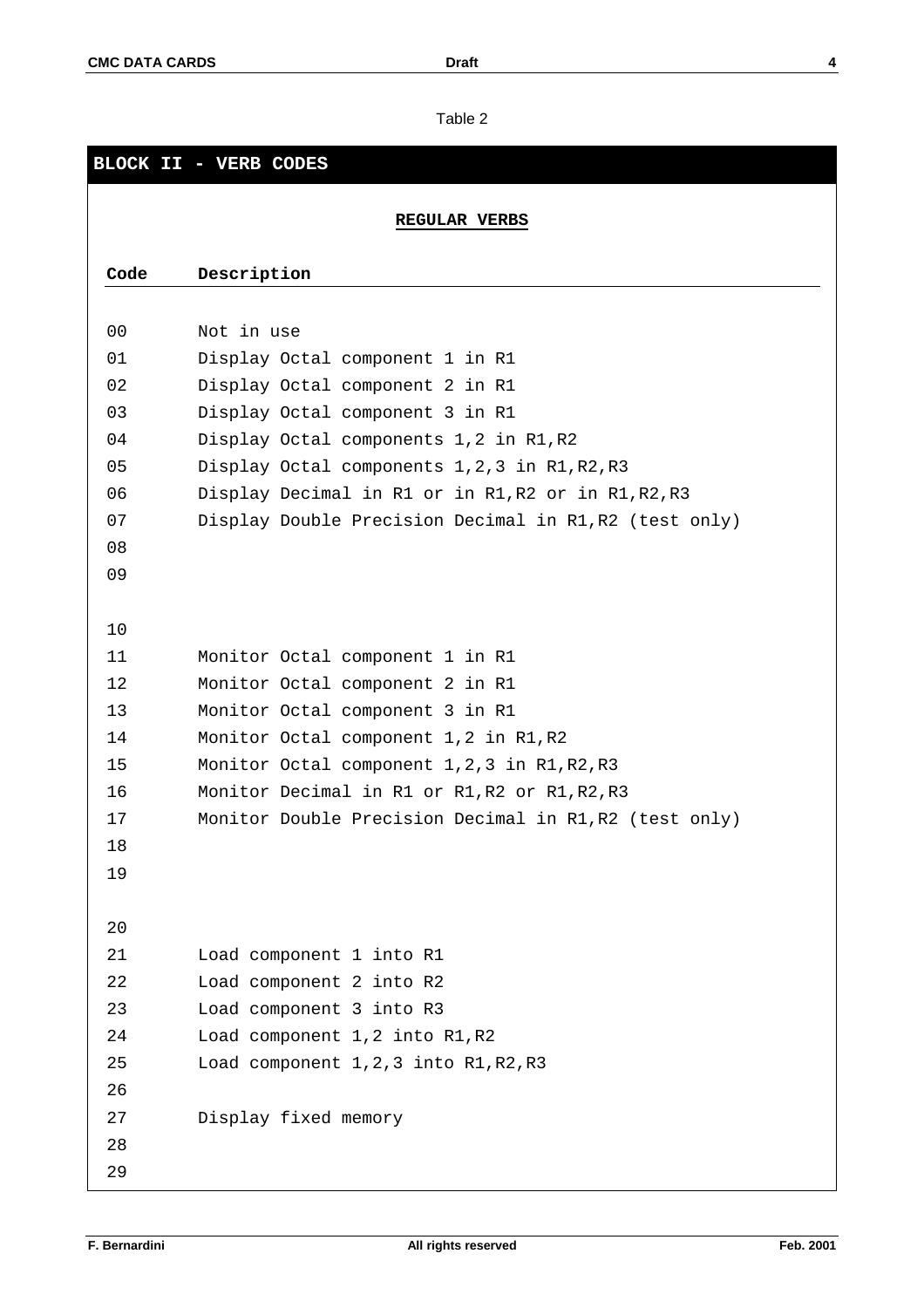Table 2

## BLOCK II - VERB CODES

### REGULAR VERBS

| Code | Description |
|---|---|
| 00 | Not in use |
| 01 | Display Octal component 1 in R1 |
| 02 | Display Octal component 2 in R1 |
| 03 | Display Octal component 3 in R1 |
| 04 | Display Octal components 1,2 in R1,R2 |
| 05 | Display Octal components 1,2,3 in R1,R2,R3 |
| 06 | Display Decimal in R1 or in R1,R2 or in R1,R2,R3 |
| 07 | Display Double Precision Decimal in R1,R2 (test only) |
| 08 | |
| 09 | |
| 10 | |
| 11 | Monitor Octal component 1 in R1 |
| 12 | Monitor Octal component 2 in R1 |
| 13 | Monitor Octal component 3 in R1 |
| 14 | Monitor Octal component 1,2 in R1,R2 |
| 15 | Monitor Octal component 1,2,3 in R1,R2,R3 |
| 16 | Monitor Decimal in R1 or R1,R2 or R1,R2,R3 |
| 17 | Monitor Double Precision Decimal in R1,R2 (test only) |
| 18 | |
| 19 | |
| 20 | |
| 21 | Load component 1 into R1 |
| 22 | Load component 2 into R2 |
| 23 | Load component 3 into R3 |
| 24 | Load component 1,2 into R1,R2 |
| 25 | Load component 1,2,3 into R1,R2,R3 |
| 26 | |
| 27 | Display fixed memory |
| 28 | |
| 29 | |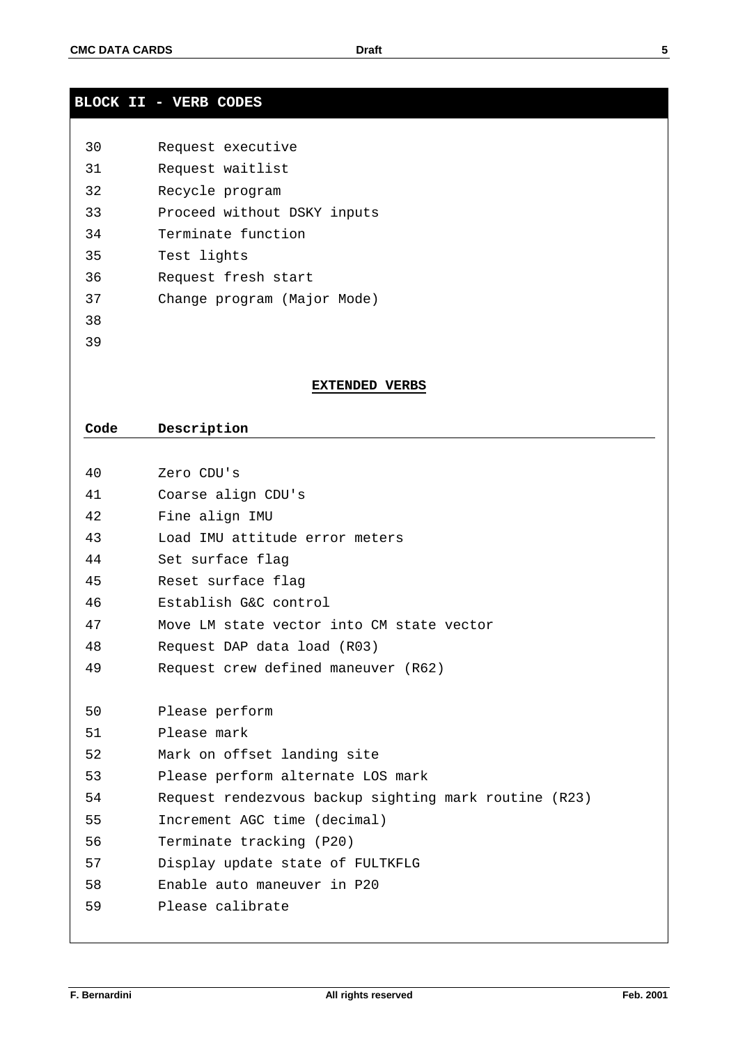## BLOCK II - VERB CODES

| | |
|---|---|
| 30 | Request executive |
| 31 | Request waitlist |
| 32 | Recycle program |
| 33 | Proceed without DSKY inputs |
| 34 | Terminate function |
| 35 | Test lights |
| 36 | Request fresh start |
| 37 | Change program (Major Mode) |
| 38 | |
| 39 | |

**EXTENDED VERBS**

| Code | Description |
|---|---|
| 40 | Zero CDU's |
| 41 | Coarse align CDU's |
| 42 | Fine align IMU |
| 43 | Load IMU attitude error meters |
| 44 | Set surface flag |
| 45 | Reset surface flag |
| 46 | Establish G&C control |
| 47 | Move LM state vector into CM state vector |
| 48 | Request DAP data load (R03) |
| 49 | Request crew defined maneuver (R62) |
| 50 | Please perform |
| 51 | Please mark |
| 52 | Mark on offset landing site |
| 53 | Please perform alternate LOS mark |
| 54 | Request rendezvous backup sighting mark routine (R23) |
| 55 | Increment AGC time (decimal) |
| 56 | Terminate tracking (P20) |
| 57 | Display update state of FULTKFLG |
| 58 | Enable auto maneuver in P20 |
| 59 | Please calibrate |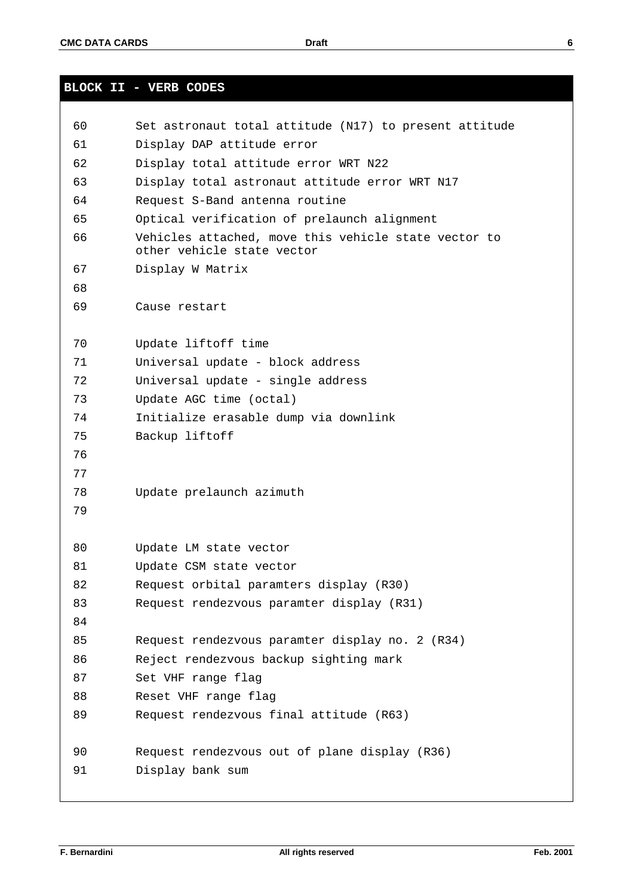## BLOCK II - VERB CODES

| | |
|---|---|
| 60 | Set astronaut total attitude (N17) to present attitude |
| 61 | Display DAP attitude error |
| 62 | Display total attitude error WRT N22 |
| 63 | Display total astronaut attitude error WRT N17 |
| 64 | Request S-Band antenna routine |
| 65 | Optical verification of prelaunch alignment |
| 66 | Vehicles attached, move this vehicle state vector to other vehicle state vector |
| 67 | Display W Matrix |
| 68 | |
| 69 | Cause restart |
| 70 | Update liftoff time |
| 71 | Universal update - block address |
| 72 | Universal update - single address |
| 73 | Update AGC time (octal) |
| 74 | Initialize erasable dump via downlink |
| 75 | Backup liftoff |
| 76 | |
| 77 | |
| 78 | Update prelaunch azimuth |
| 79 | |
| 80 | Update LM state vector |
| 81 | Update CSM state vector |
| 82 | Request orbital paramters display (R30) |
| 83 | Request rendezvous paramter display (R31) |
| 84 | |
| 85 | Request rendezvous paramter display no. 2 (R34) |
| 86 | Reject rendezvous backup sighting mark |
| 87 | Set VHF range flag |
| 88 | Reset VHF range flag |
| 89 | Request rendezvous final attitude (R63) |
| 90 | Request rendezvous out of plane display (R36) |
| 91 | Display bank sum |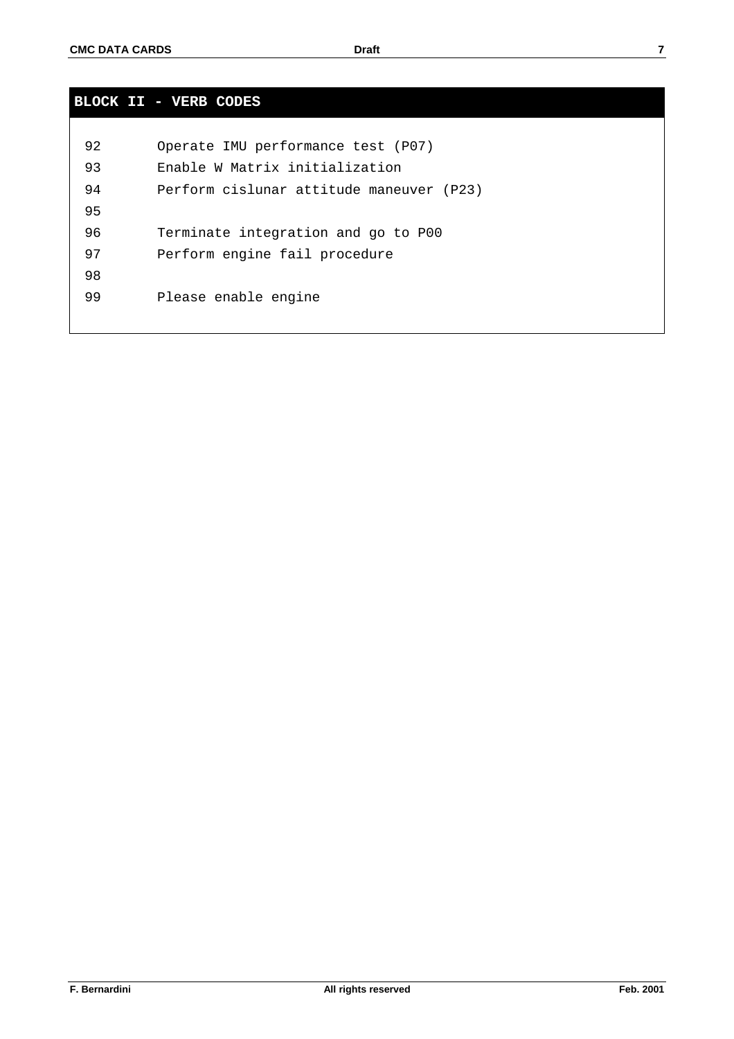## BLOCK II - VERB CODES

| | |
|---|---|
| 92 | Operate IMU performance test (P07) |
| 93 | Enable W Matrix initialization |
| 94 | Perform cislunar attitude maneuver (P23) |
| 95 | |
| 96 | Terminate integration and go to P00 |
| 97 | Perform engine fail procedure |
| 98 | |
| 99 | Please enable engine |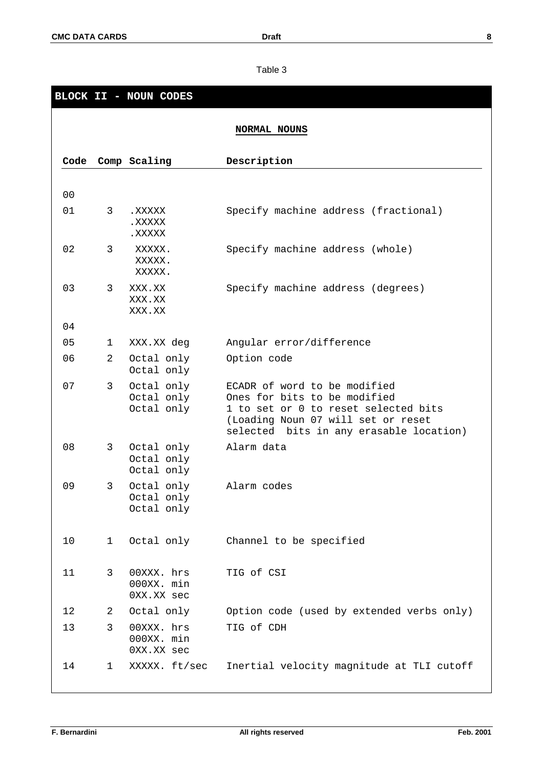Table 3

## BLOCK II - NOUN CODES

### NORMAL NOUNS

| Code | Comp | Scaling | Description |
|---|---|---|---|
| 00 | | | |
| 01 | 3 | .XXXXX<br>.XXXXX<br>.XXXXX | Specify machine address (fractional) |
| 02 | 3 | XXXXX.<br>XXXXX.<br>XXXXX. | Specify machine address (whole) |
| 03 | 3 | XXX.XX<br>XXX.XX<br>XXX.XX | Specify machine address (degrees) |
| 04 | | | |
| 05 | 1 | XXX.XX deg | Angular error/difference |
| 06 | 2 | Octal only<br>Octal only | Option code |
| 07 | 3 | Octal only<br>Octal only<br>Octal only | ECADR of word to be modified<br>Ones for bits to be modified<br>1 to set or 0 to reset selected bits<br>(Loading Noun 07 will set or reset selected bits in any erasable location) |
| 08 | 3 | Octal only<br>Octal only<br>Octal only | Alarm data |
| 09 | 3 | Octal only<br>Octal only<br>Octal only | Alarm codes |
| 10 | 1 | Octal only | Channel to be specified |
| 11 | 3 | 00XXX. hrs<br>000XX. min<br>0XX.XX sec | TIG of CSI |
| 12 | 2 | Octal only | Option code (used by extended verbs only) |
| 13 | 3 | 00XXX. hrs<br>000XX. min<br>0XX.XX sec | TIG of CDH |
| 14 | 1 | XXXXX. ft/sec | Inertial velocity magnitude at TLI cutoff |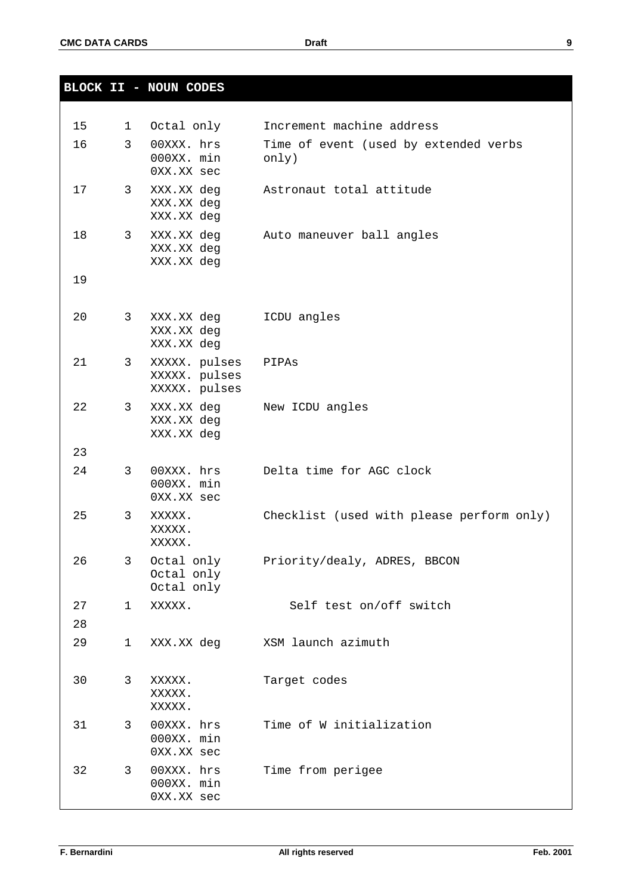## BLOCK II - NOUN CODES

| | | | |
|---|---|---|---|
| 15 | 1 | Octal only | Increment machine address |
| 16 | 3 | 00XXX. hrs<br>000XX. min<br>0XX.XX sec | Time of event (used by extended verbs only) |
| 17 | 3 | XXX.XX deg<br>XXX.XX deg<br>XXX.XX deg | Astronaut total attitude |
| 18 | 3 | XXX.XX deg<br>XXX.XX deg<br>XXX.XX deg | Auto maneuver ball angles |
| 19 | | | |
| 20 | 3 | XXX.XX deg<br>XXX.XX deg<br>XXX.XX deg | ICDU angles |
| 21 | 3 | XXXXX. pulses<br>XXXXX. pulses<br>XXXXX. pulses | PIPAs |
| 22 | 3 | XXX.XX deg<br>XXX.XX deg<br>XXX.XX deg | New ICDU angles |
| 23 | | | |
| 24 | 3 | 00XXX. hrs<br>000XX. min<br>0XX.XX sec | Delta time for AGC clock |
| 25 | 3 | XXXXX.<br>XXXXX.<br>XXXXX. | Checklist (used with please perform only) |
| 26 | 3 | Octal only<br>Octal only<br>Octal only | Priority/dealy, ADRES, BBCON |
| 27 | 1 | XXXXX. | Self test on/off switch |
| 28 | | | |
| 29 | 1 | XXX.XX deg | XSM launch azimuth |
| 30 | 3 | XXXXX.<br>XXXXX.<br>XXXXX. | Target codes |
| 31 | 3 | 00XXX. hrs<br>000XX. min<br>0XX.XX sec | Time of W initialization |
| 32 | 3 | 00XXX. hrs<br>000XX. min<br>0XX.XX sec | Time from perigee |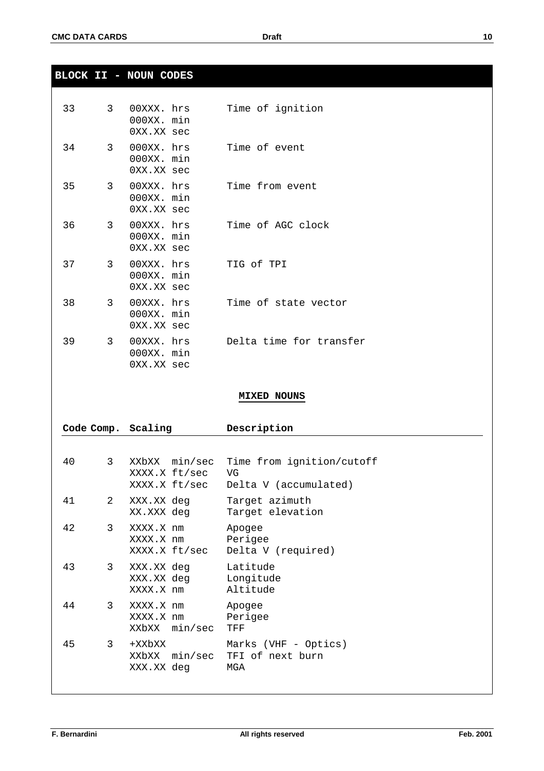## BLOCK II - NOUN CODES

| Code | Comp. | Scaling | Description |
|---|---|---|---|
| 33 | 3 | 00XXX. hrs<br>000XX. min<br>0XX.XX sec | Time of ignition |
| 34 | 3 | 000XX. hrs<br>000XX. min<br>0XX.XX sec | Time of event |
| 35 | 3 | 00XXX. hrs<br>000XX. min<br>0XX.XX sec | Time from event |
| 36 | 3 | 00XXX. hrs<br>000XX. min<br>0XX.XX sec | Time of AGC clock |
| 37 | 3 | 00XXX. hrs<br>000XX. min<br>0XX.XX sec | TIG of TPI |
| 38 | 3 | 00XXX. hrs<br>000XX. min<br>0XX.XX sec | Time of state vector |
| 39 | 3 | 00XXX. hrs<br>000XX. min<br>0XX.XX sec | Delta time for transfer |

### MIXED NOUNS

| Code | Comp. | Scaling | Description |
|---|---|---|---|
| 40 | 3 | XXbXX min/sec<br>XXXX.X ft/sec<br>XXXX.X ft/sec | Time from ignition/cutoff<br>VG<br>Delta V (accumulated) |
| 41 | 2 | XXX.XX deg<br>XX.XXX deg | Target azimuth<br>Target elevation |
| 42 | 3 | XXXX.X nm<br>XXXX.X nm<br>XXXX.X ft/sec | Apogee<br>Perigee<br>Delta V (required) |
| 43 | 3 | XXX.XX deg<br>XXX.XX deg<br>XXXX.X nm | Latitude<br>Longitude<br>Altitude |
| 44 | 3 | XXXX.X nm<br>XXXX.X nm<br>XXbXX min/sec | Apogee<br>Perigee<br>TFF |
| 45 | 3 | +XXbXX<br>XXbXX min/sec<br>XXX.XX deg | Marks (VHF - Optics)<br>TFI of next burn<br>MGA |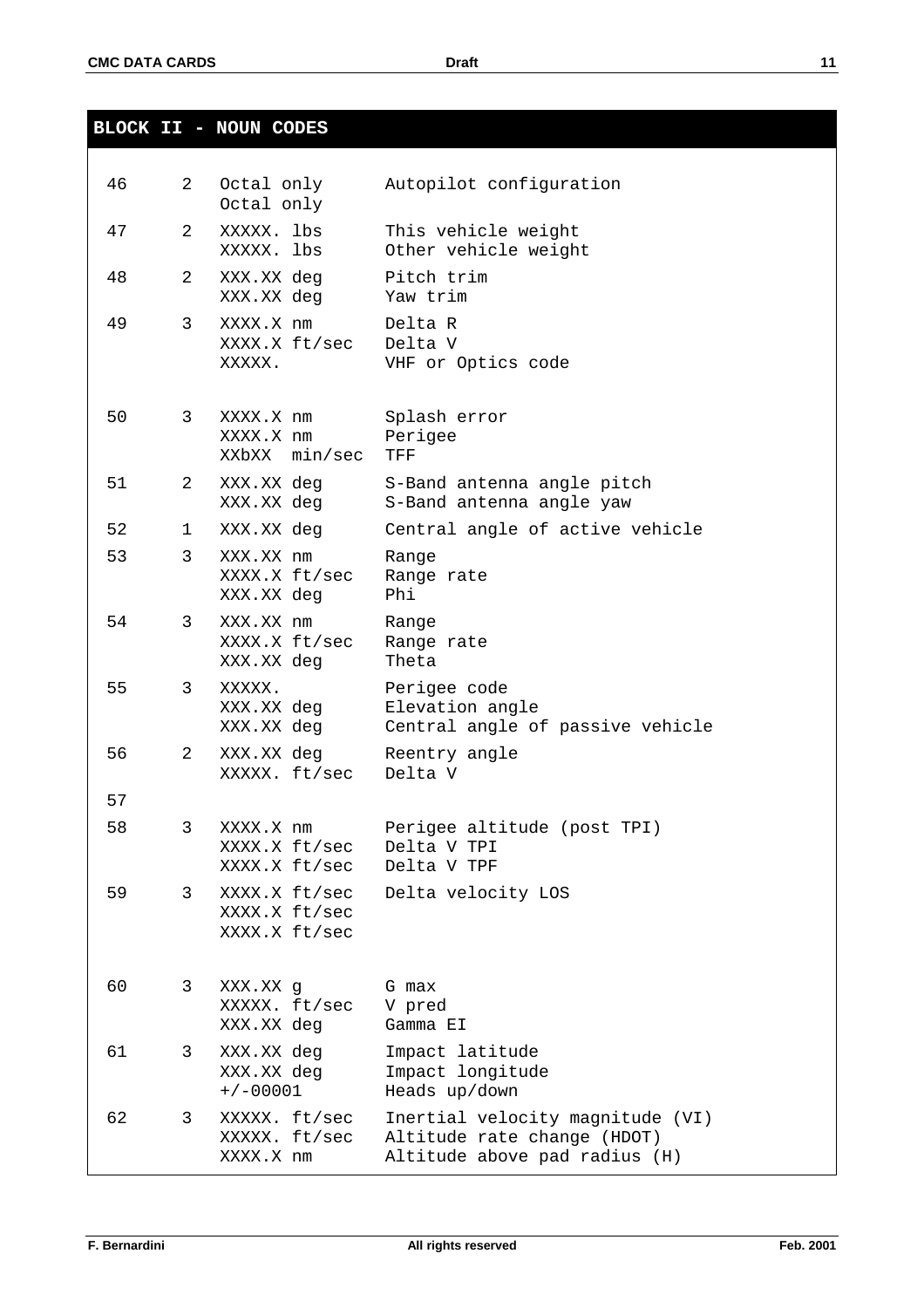## BLOCK II - NOUN CODES

| Noun | Comp. | Format | Description |
|---|---|---|---|
| 46 | 2 | Octal only<br>Octal only | Autopilot configuration |
| 47 | 2 | XXXXX. lbs<br>XXXXX. lbs | This vehicle weight<br>Other vehicle weight |
| 48 | 2 | XXX.XX deg<br>XXX.XX deg | Pitch trim<br>Yaw trim |
| 49 | 3 | XXXX.X nm<br>XXXX.X ft/sec<br>XXXXX. | Delta R<br>Delta V<br>VHF or Optics code |
| 50 | 3 | XXXX.X nm<br>XXXX.X nm<br>XXbXX min/sec | Splash error<br>Perigee<br>TFF |
| 51 | 2 | XXX.XX deg<br>XXX.XX deg | S-Band antenna angle pitch<br>S-Band antenna angle yaw |
| 52 | 1 | XXX.XX deg | Central angle of active vehicle |
| 53 | 3 | XXX.XX nm<br>XXXX.X ft/sec<br>XXX.XX deg | Range<br>Range rate<br>Phi |
| 54 | 3 | XXX.XX nm<br>XXXX.X ft/sec<br>XXX.XX deg | Range<br>Range rate<br>Theta |
| 55 | 3 | XXXXX.<br>XXX.XX deg<br>XXX.XX deg | Perigee code<br>Elevation angle<br>Central angle of passive vehicle |
| 56 | 2 | XXX.XX deg<br>XXXXX. ft/sec | Reentry angle<br>Delta V |
| 57 | | | |
| 58 | 3 | XXXX.X nm<br>XXXX.X ft/sec<br>XXXX.X ft/sec | Perigee altitude (post TPI)<br>Delta V TPI<br>Delta V TPF |
| 59 | 3 | XXXX.X ft/sec<br>XXXX.X ft/sec<br>XXXX.X ft/sec | Delta velocity LOS |
| 60 | 3 | XXX.XX g<br>XXXXX. ft/sec<br>XXX.XX deg | G max<br>V pred<br>Gamma EI |
| 61 | 3 | XXX.XX deg<br>XXX.XX deg<br>+/-00001 | Impact latitude<br>Impact longitude<br>Heads up/down |
| 62 | 3 | XXXXX. ft/sec<br>XXXXX. ft/sec<br>XXXX.X nm | Inertial velocity magnitude (VI)<br>Altitude rate change (HDOT)<br>Altitude above pad radius (H) |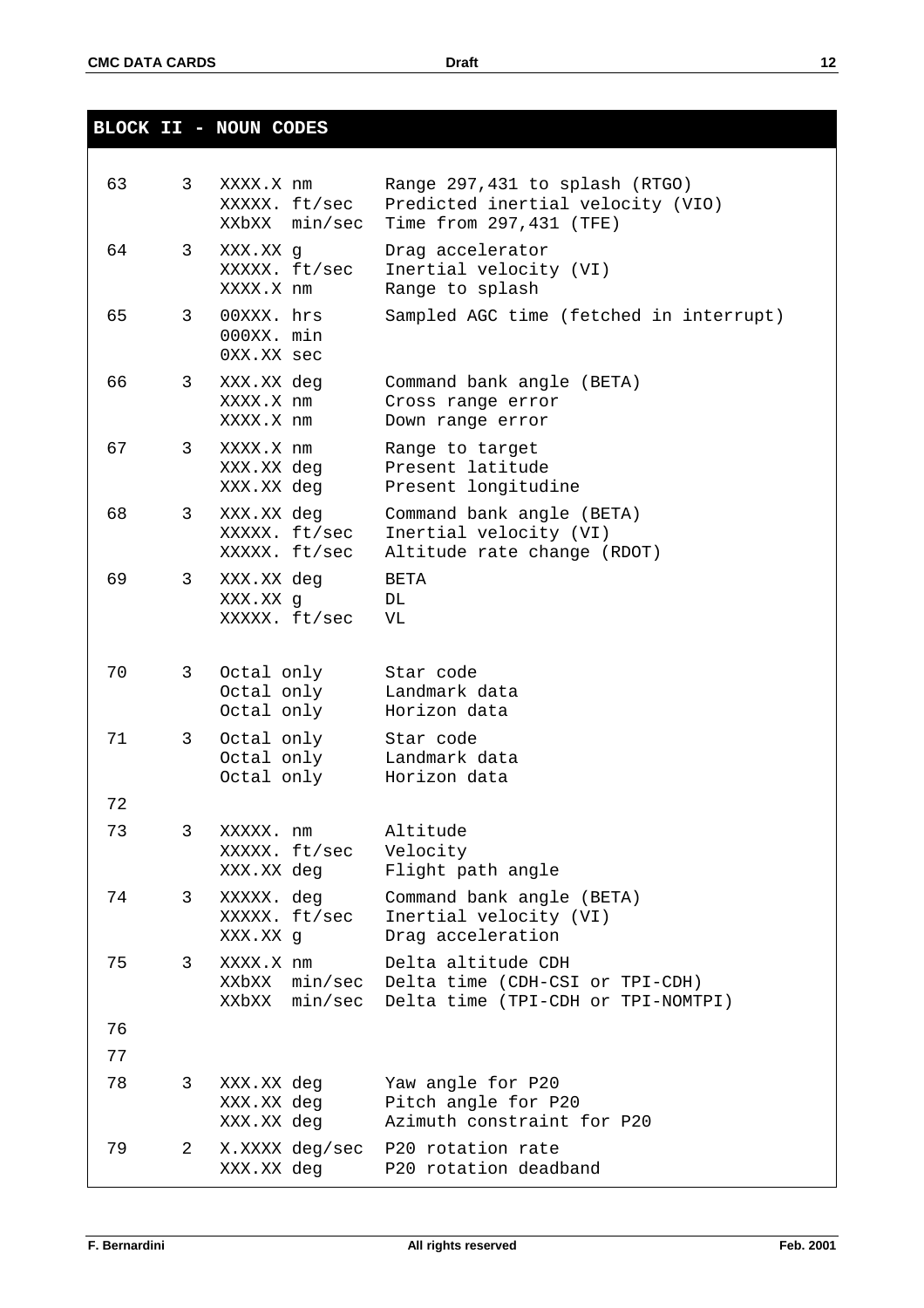## BLOCK II - NOUN CODES

| | | | |
|---|---|---|---|
| 63 | 3 | XXXX.X nm<br>XXXXX. ft/sec<br>XXbXX min/sec | Range 297,431 to splash (RTGO)<br>Predicted inertial velocity (VIO)<br>Time from 297,431 (TFE) |
| 64 | 3 | XXX.XX g<br>XXXXX. ft/sec<br>XXXX.X nm | Drag accelerator<br>Inertial velocity (VI)<br>Range to splash |
| 65 | 3 | 00XXX. hrs<br>000XX. min<br>0XX.XX sec | Sampled AGC time (fetched in interrupt) |
| 66 | 3 | XXX.XX deg<br>XXXX.X nm<br>XXXX.X nm | Command bank angle (BETA)<br>Cross range error<br>Down range error |
| 67 | 3 | XXXX.X nm<br>XXX.XX deg<br>XXX.XX deg | Range to target<br>Present latitude<br>Present longitudine |
| 68 | 3 | XXX.XX deg<br>XXXXX. ft/sec<br>XXXXX. ft/sec | Command bank angle (BETA)<br>Inertial velocity (VI)<br>Altitude rate change (RDOT) |
| 69 | 3 | XXX.XX deg<br>XXX.XX g<br>XXXXX. ft/sec | BETA<br>DL<br>VL |
| 70 | 3 | Octal only<br>Octal only<br>Octal only | Star code<br>Landmark data<br>Horizon data |
| 71 | 3 | Octal only<br>Octal only<br>Octal only | Star code<br>Landmark data<br>Horizon data |
| 72 | | | |
| 73 | 3 | XXXXX. nm<br>XXXXX. ft/sec<br>XXX.XX deg | Altitude<br>Velocity<br>Flight path angle |
| 74 | 3 | XXXXX. deg<br>XXXXX. ft/sec<br>XXX.XX g | Command bank angle (BETA)<br>Inertial velocity (VI)<br>Drag acceleration |
| 75 | 3 | XXXX.X nm<br>XXbXX min/sec<br>XXbXX min/sec | Delta altitude CDH<br>Delta time (CDH-CSI or TPI-CDH)<br>Delta time (TPI-CDH or TPI-NOMTPI) |
| 76 | | | |
| 77 | | | |
| 78 | 3 | XXX.XX deg<br>XXX.XX deg<br>XXX.XX deg | Yaw angle for P20<br>Pitch angle for P20<br>Azimuth constraint for P20 |
| 79 | 2 | X.XXXX deg/sec<br>XXX.XX deg | P20 rotation rate<br>P20 rotation deadband |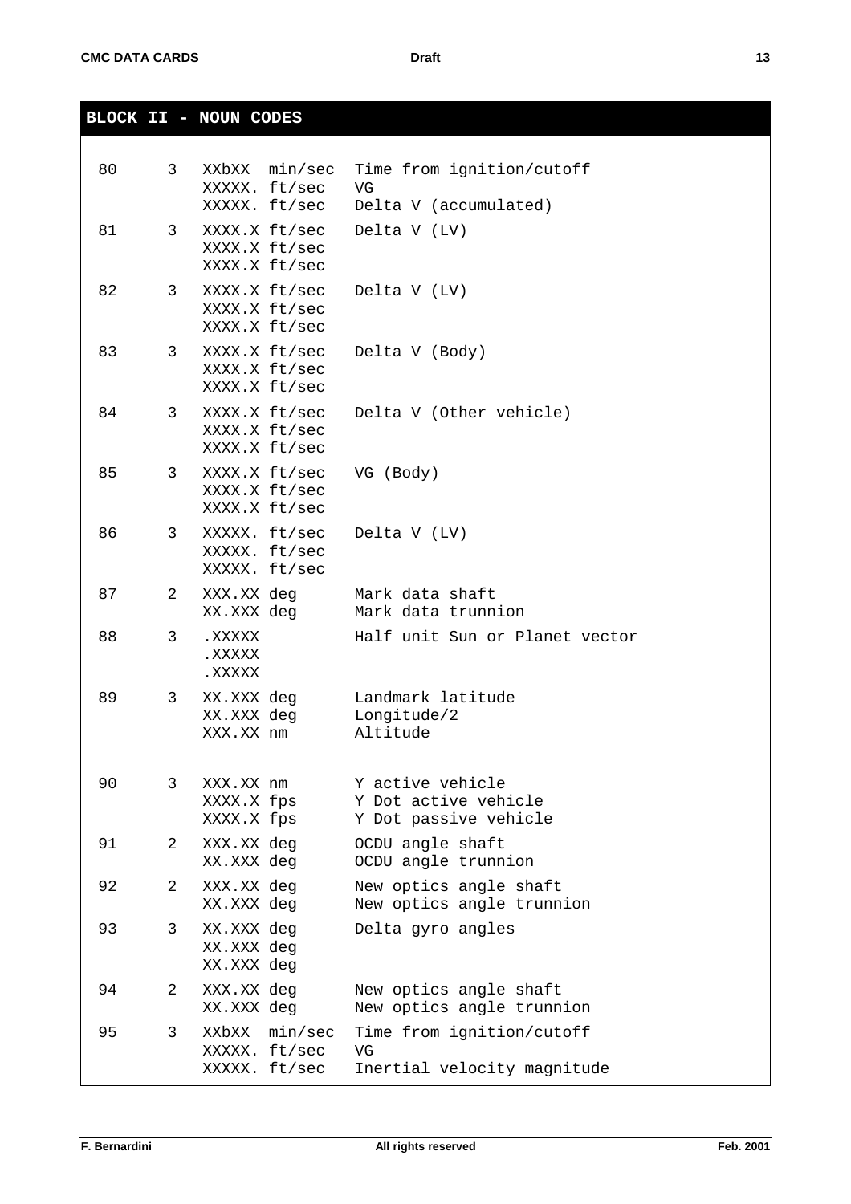## BLOCK II - NOUN CODES

| Noun | Comp | Format | Description |
|---|---|---|---|
| 80 | 3 | XXbXX min/sec | Time from ignition/cutoff |
| | | XXXXX. ft/sec | VG |
| | | XXXXX. ft/sec | Delta V (accumulated) |
| 81 | 3 | XXXX.X ft/sec | Delta V (LV) |
| | | XXXX.X ft/sec | |
| | | XXXX.X ft/sec | |
| 82 | 3 | XXXX.X ft/sec | Delta V (LV) |
| | | XXXX.X ft/sec | |
| | | XXXX.X ft/sec | |
| 83 | 3 | XXXX.X ft/sec | Delta V (Body) |
| | | XXXX.X ft/sec | |
| | | XXXX.X ft/sec | |
| 84 | 3 | XXXX.X ft/sec | Delta V (Other vehicle) |
| | | XXXX.X ft/sec | |
| | | XXXX.X ft/sec | |
| 85 | 3 | XXXX.X ft/sec | VG (Body) |
| | | XXXX.X ft/sec | |
| | | XXXX.X ft/sec | |
| 86 | 3 | XXXXX. ft/sec | Delta V (LV) |
| | | XXXXX. ft/sec | |
| | | XXXXX. ft/sec | |
| 87 | 2 | XXX.XX deg | Mark data shaft |
| | | XX.XXX deg | Mark data trunnion |
| 88 | 3 | .XXXXX | Half unit Sun or Planet vector |
| | | .XXXXX | |
| | | .XXXXX | |
| 89 | 3 | XX.XXX deg | Landmark latitude |
| | | XX.XXX deg | Longitude/2 |
| | | XXX.XX nm | Altitude |
| 90 | 3 | XXX.XX nm | Y active vehicle |
| | | XXXX.X fps | Y Dot active vehicle |
| | | XXXX.X fps | Y Dot passive vehicle |
| 91 | 2 | XXX.XX deg | OCDU angle shaft |
| | | XX.XXX deg | OCDU angle trunnion |
| 92 | 2 | XXX.XX deg | New optics angle shaft |
| | | XX.XXX deg | New optics angle trunnion |
| 93 | 3 | XX.XXX deg | Delta gyro angles |
| | | XX.XXX deg | |
| | | XX.XXX deg | |
| 94 | 2 | XXX.XX deg | New optics angle shaft |
| | | XX.XXX deg | New optics angle trunnion |
| 95 | 3 | XXbXX min/sec | Time from ignition/cutoff |
| | | XXXXX. ft/sec | VG |
| | | XXXXX. ft/sec | Inertial velocity magnitude |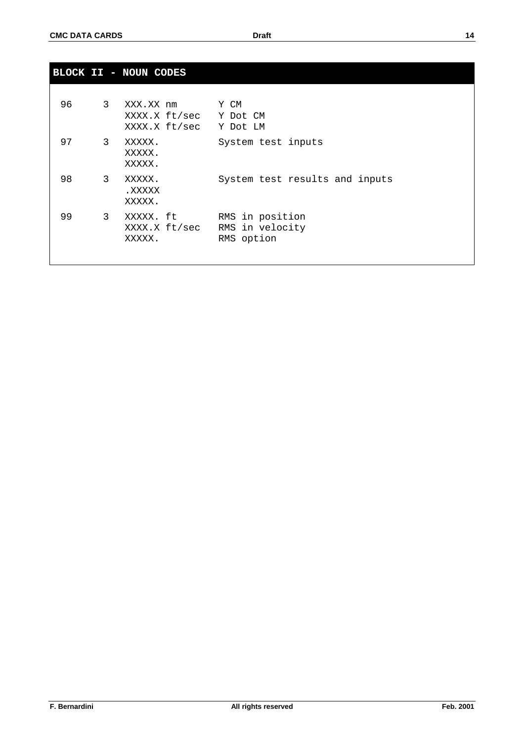## BLOCK II - NOUN CODES

| | | | |
|---|---|---|---|
| 96 | 3 | XXX.XX nm<br>XXXX.X ft/sec<br>XXXX.X ft/sec | Y CM<br>Y Dot CM<br>Y Dot LM |
| 97 | 3 | XXXXX.<br>XXXXX.<br>XXXXX. | System test inputs |
| 98 | 3 | XXXXX.<br>.XXXXX<br>XXXXX. | System test results and inputs |
| 99 | 3 | XXXXX. ft<br>XXXX.X ft/sec<br>XXXXX. | RMS in position<br>RMS in velocity<br>RMS option |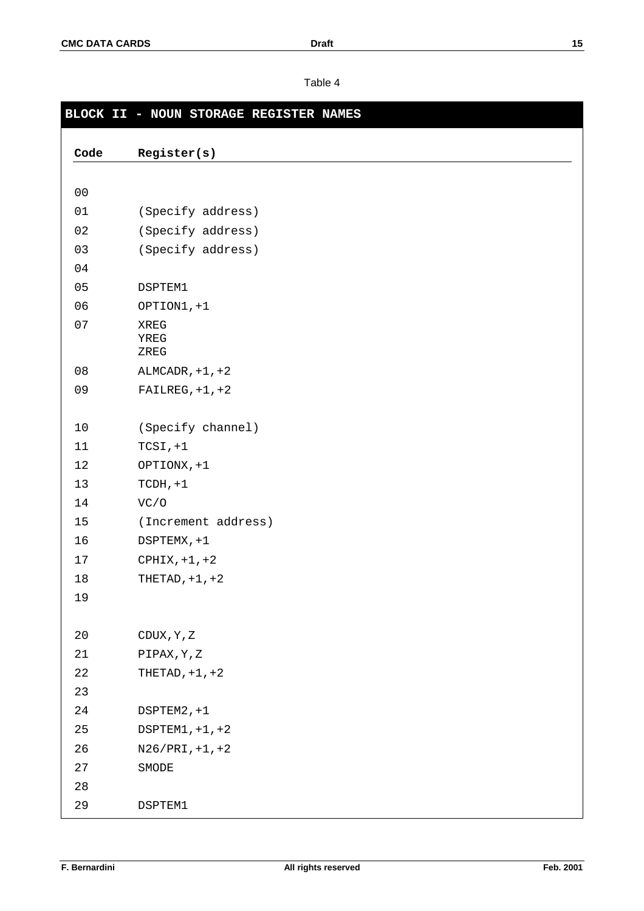Table 4

| BLOCK II - NOUN STORAGE REGISTER NAMES | |
|---|---|
| **Code** | **Register(s)** |
| 00 | |
| 01 | (Specify address) |
| 02 | (Specify address) |
| 03 | (Specify address) |
| 04 | |
| 05 | DSPTEM1 |
| 06 | OPTION1,+1 |
| 07 | XREG<br>YREG<br>ZREG |
| 08 | ALMCADR,+1,+2 |
| 09 | FAILREG,+1,+2 |
| 10 | (Specify channel) |
| 11 | TCSI,+1 |
| 12 | OPTIONX,+1 |
| 13 | TCDH,+1 |
| 14 | VC/O |
| 15 | (Increment address) |
| 16 | DSPTEMX,+1 |
| 17 | CPHIX,+1,+2 |
| 18 | THETAD,+1,+2 |
| 19 | |
| 20 | CDUX,Y,Z |
| 21 | PIPAX,Y,Z |
| 22 | THETAD,+1,+2 |
| 23 | |
| 24 | DSPTEM2,+1 |
| 25 | DSPTEM1,+1,+2 |
| 26 | N26/PRI,+1,+2 |
| 27 | SMODE |
| 28 | |
| 29 | DSPTEM1 |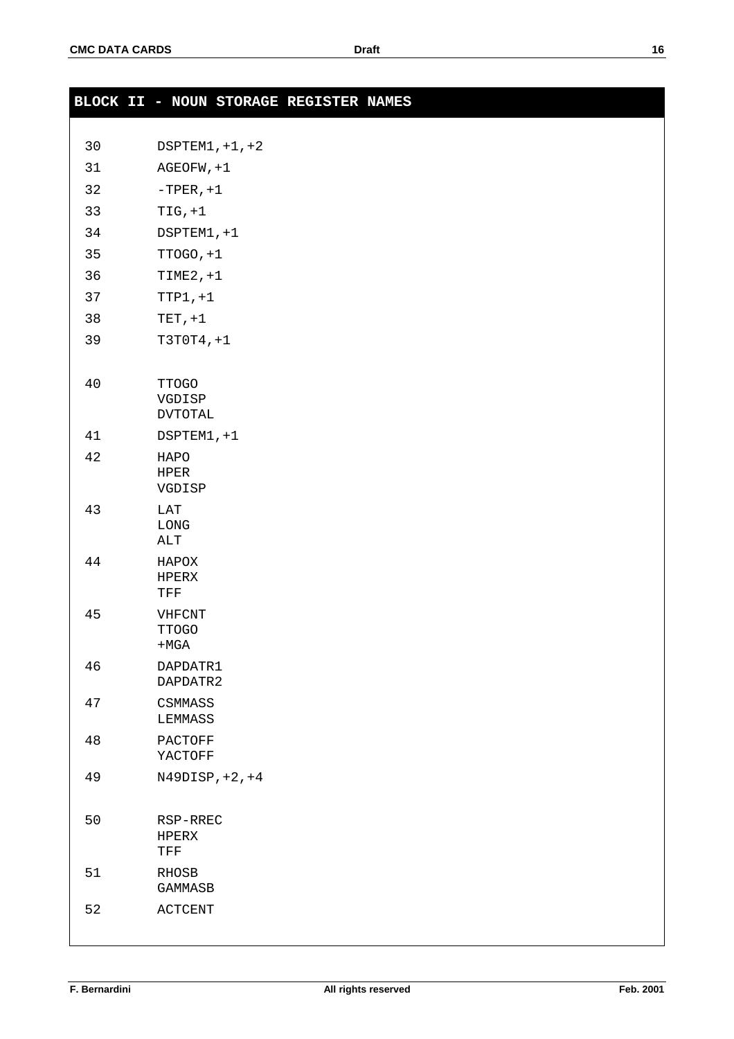## BLOCK II - NOUN STORAGE REGISTER NAMES

| | |
|---|---|
| 30 | DSPTEM1,+1,+2 |
| 31 | AGEOFW,+1 |
| 32 | -TPER,+1 |
| 33 | TIG,+1 |
| 34 | DSPTEM1,+1 |
| 35 | TTOGO,+1 |
| 36 | TIME2,+1 |
| 37 | TTP1,+1 |
| 38 | TET,+1 |
| 39 | T3T0T4,+1 |
| 40 | TTOGO<br>VGDISP<br>DVTOTAL |
| 41 | DSPTEM1,+1 |
| 42 | HAPO<br>HPER<br>VGDISP |
| 43 | LAT<br>LONG<br>ALT |
| 44 | HAPOX<br>HPERX<br>TFF |
| 45 | VHFCNT<br>TTOGO<br>+MGA |
| 46 | DAPDATR1<br>DAPDATR2 |
| 47 | CSMMASS<br>LEMMASS |
| 48 | PACTOFF<br>YACTOFF |
| 49 | N49DISP,+2,+4 |
| 50 | RSP-RREC<br>HPERX<br>TFF |
| 51 | RHOSB<br>GAMMASB |
| 52 | ACTCENT |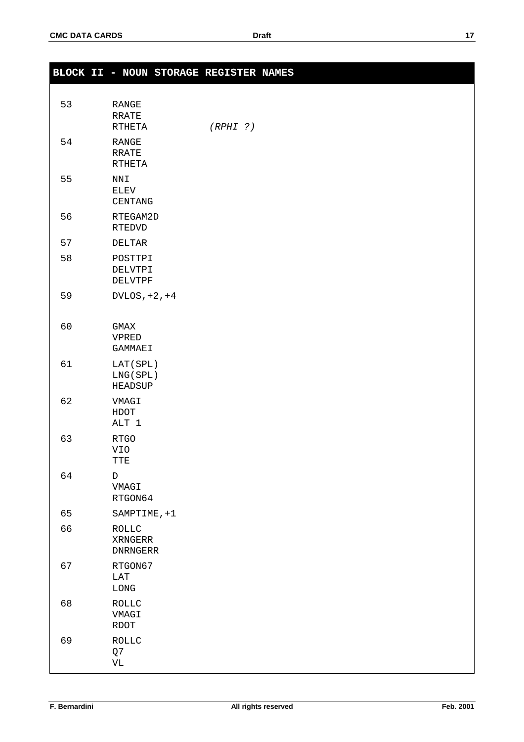## BLOCK II - NOUN STORAGE REGISTER NAMES

| Noun | Register Names | |
|---|---|---|
| 53 | RANGE<br>RRATE<br>RTHETA | <br><br>*(RPHI ?)* |
| 54 | RANGE<br>RRATE<br>RTHETA | |
| 55 | NNI<br>ELEV<br>CENTANG | |
| 56 | RTEGAM2D<br>RTEDVD | |
| 57 | DELTAR | |
| 58 | POSTTPI<br>DELVTPI<br>DELVTPF | |
| 59 | DVLOS,+2,+4 | |
| 60 | GMAX<br>VPRED<br>GAMMAEI | |
| 61 | LAT(SPL)<br>LNG(SPL)<br>HEADSUP | |
| 62 | VMAGI<br>HDOT<br>ALT 1 | |
| 63 | RTGO<br>VIO<br>TTE | |
| 64 | D<br>VMAGI<br>RTGON64 | |
| 65 | SAMPTIME,+1 | |
| 66 | ROLLC<br>XRNGERR<br>DNRNGERR | |
| 67 | RTGON67<br>LAT<br>LONG | |
| 68 | ROLLC<br>VMAGI<br>RDOT | |
| 69 | ROLLC<br>Q7<br>VL | |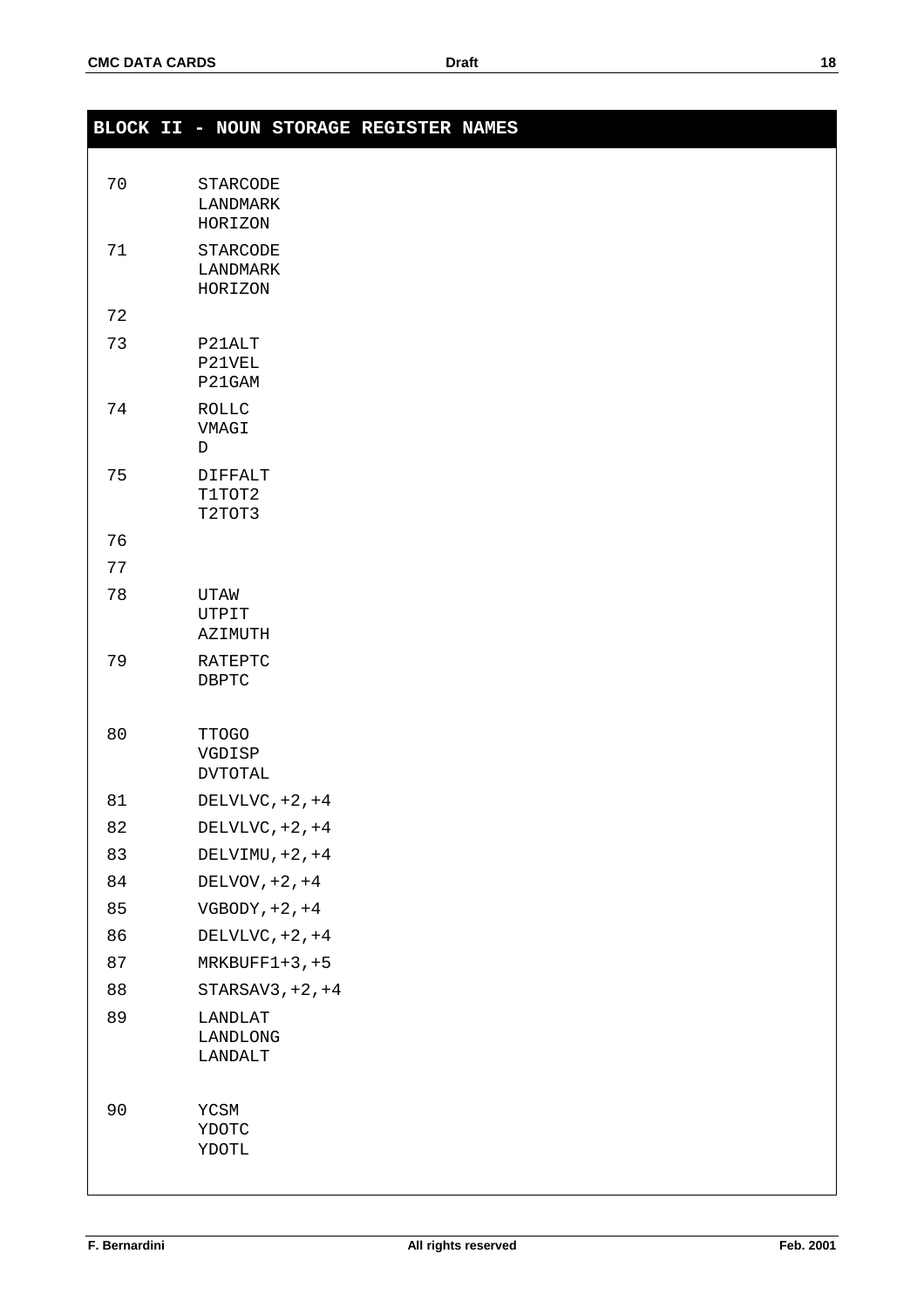## BLOCK II - NOUN STORAGE REGISTER NAMES

| Noun | Register Names |
|---|---|
| 70 | STARCODE<br>LANDMARK<br>HORIZON |
| 71 | STARCODE<br>LANDMARK<br>HORIZON |
| 72 | |
| 73 | P21ALT<br>P21VEL<br>P21GAM |
| 74 | ROLLC<br>VMAGI<br>D |
| 75 | DIFFALT<br>T1TOT2<br>T2TOT3 |
| 76 | |
| 77 | |
| 78 | UTAW<br>UTPIT<br>AZIMUTH |
| 79 | RATEPTC<br>DBPTC |
| 80 | TTOGO<br>VGDISP<br>DVTOTAL |
| 81 | DELVLVC,+2,+4 |
| 82 | DELVLVC,+2,+4 |
| 83 | DELVIMU,+2,+4 |
| 84 | DELVOV,+2,+4 |
| 85 | VGBODY,+2,+4 |
| 86 | DELVLVC,+2,+4 |
| 87 | MRKBUFF1+3,+5 |
| 88 | STARSAV3,+2,+4 |
| 89 | LANDLAT<br>LANDLONG<br>LANDALT |
| 90 | YCSM<br>YDOTC<br>YDOTL |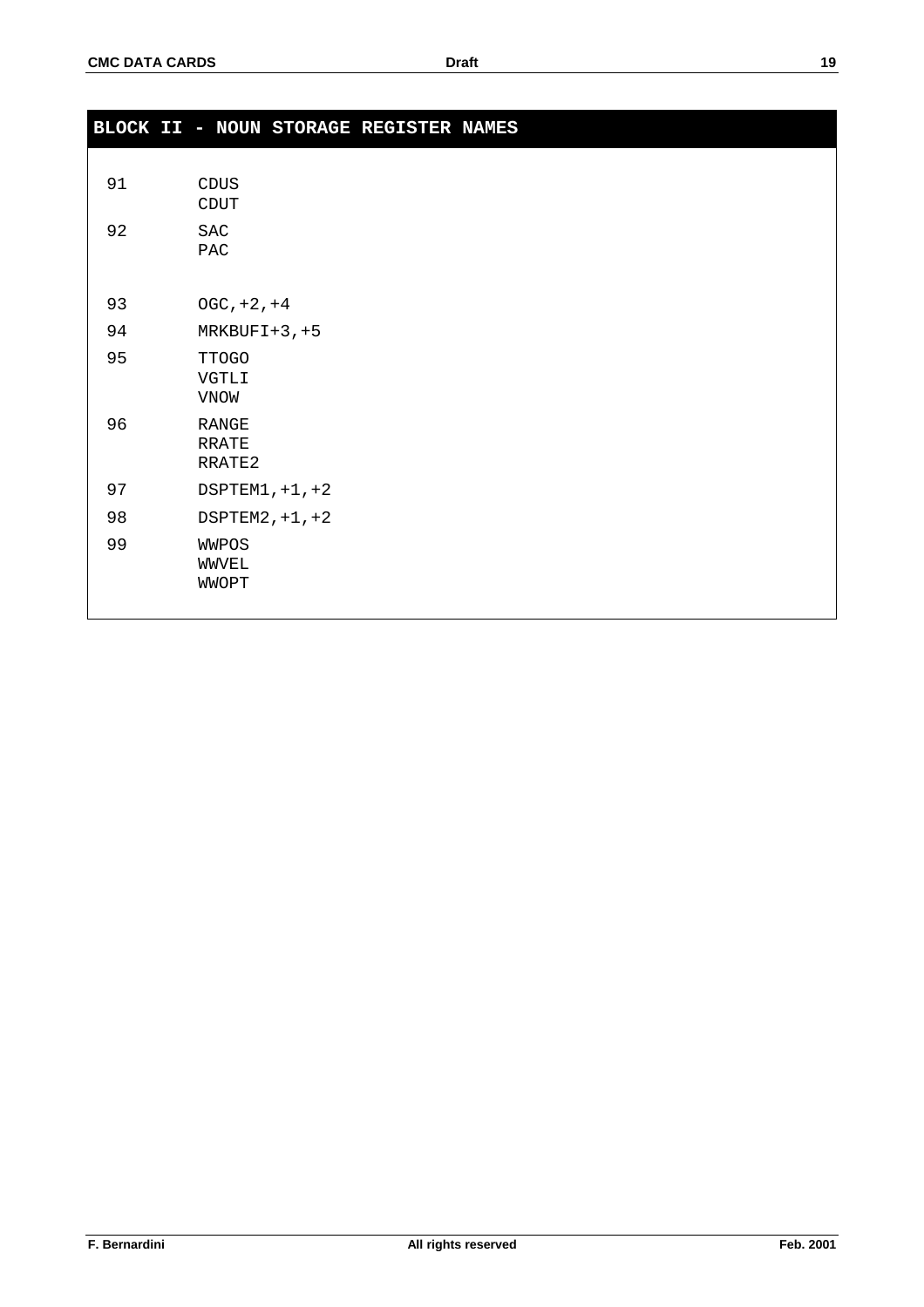## BLOCK II - NOUN STORAGE REGISTER NAMES

| | |
|---|---|
| 91 | CDUS<br>CDUT |
| 92 | SAC<br>PAC |
| 93 | OGC,+2,+4 |
| 94 | MRKBUFI+3,+5 |
| 95 | TTOGO<br>VGTLI<br>VNOW |
| 96 | RANGE<br>RRATE<br>RRATE2 |
| 97 | DSPTEM1,+1,+2 |
| 98 | DSPTEM2,+1,+2 |
| 99 | WWPOS<br>WWVEL<br>WWOPT |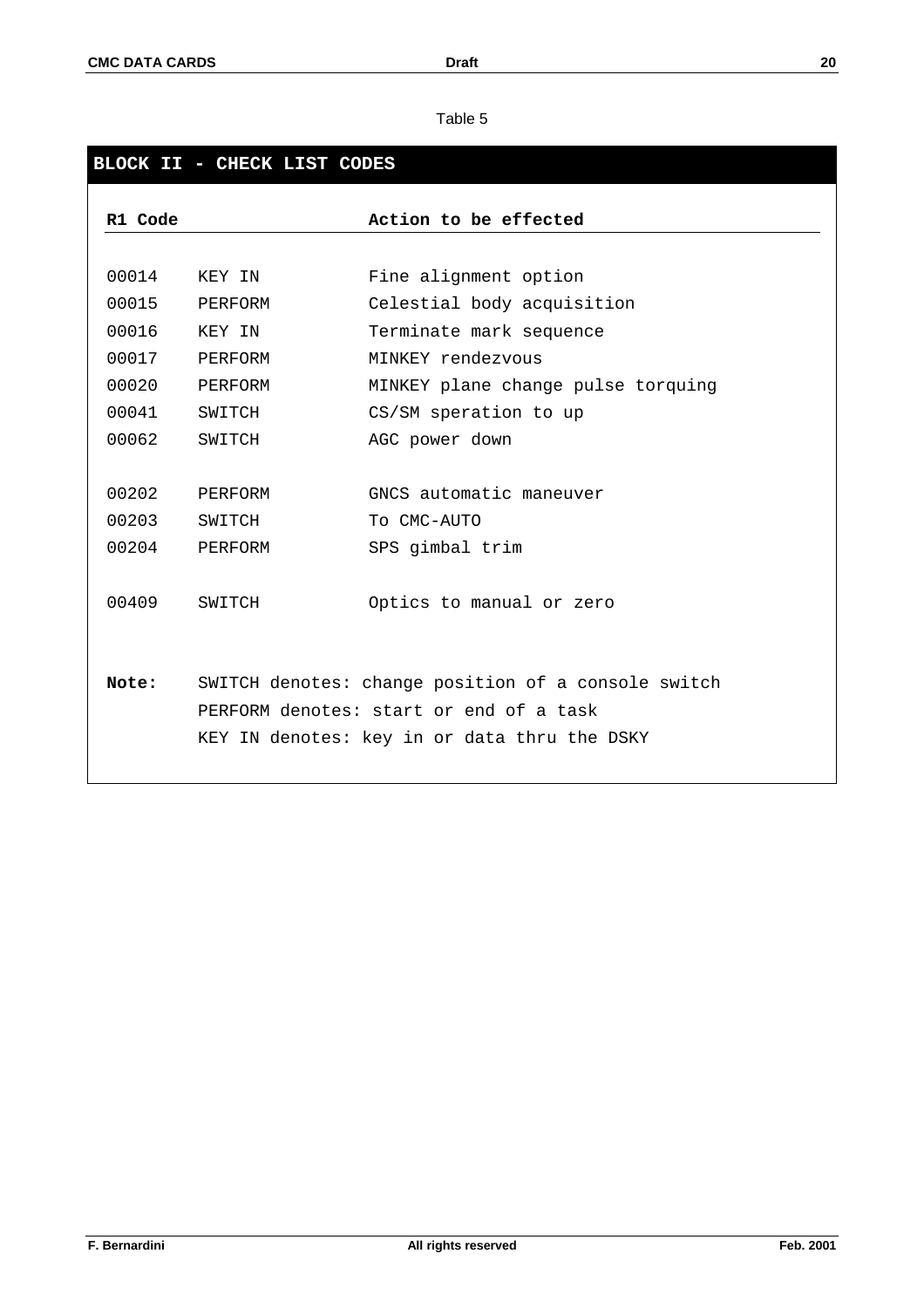Table 5

## BLOCK II - CHECK LIST CODES

| R1 Code | | Action to be effected |
|---|---|---|
| 00014 | KEY IN | Fine alignment option |
| 00015 | PERFORM | Celestial body acquisition |
| 00016 | KEY IN | Terminate mark sequence |
| 00017 | PERFORM | MINKEY rendezvous |
| 00020 | PERFORM | MINKEY plane change pulse torquing |
| 00041 | SWITCH | CS/SM speration to up |
| 00062 | SWITCH | AGC power down |
| 00202 | PERFORM | GNCS automatic maneuver |
| 00203 | SWITCH | To CMC-AUTO |
| 00204 | PERFORM | SPS gimbal trim |
| 00409 | SWITCH | Optics to manual or zero |

**Note:** SWITCH denotes: change position of a console switch
PERFORM denotes: start or end of a task
KEY IN denotes: key in or data thru the DSKY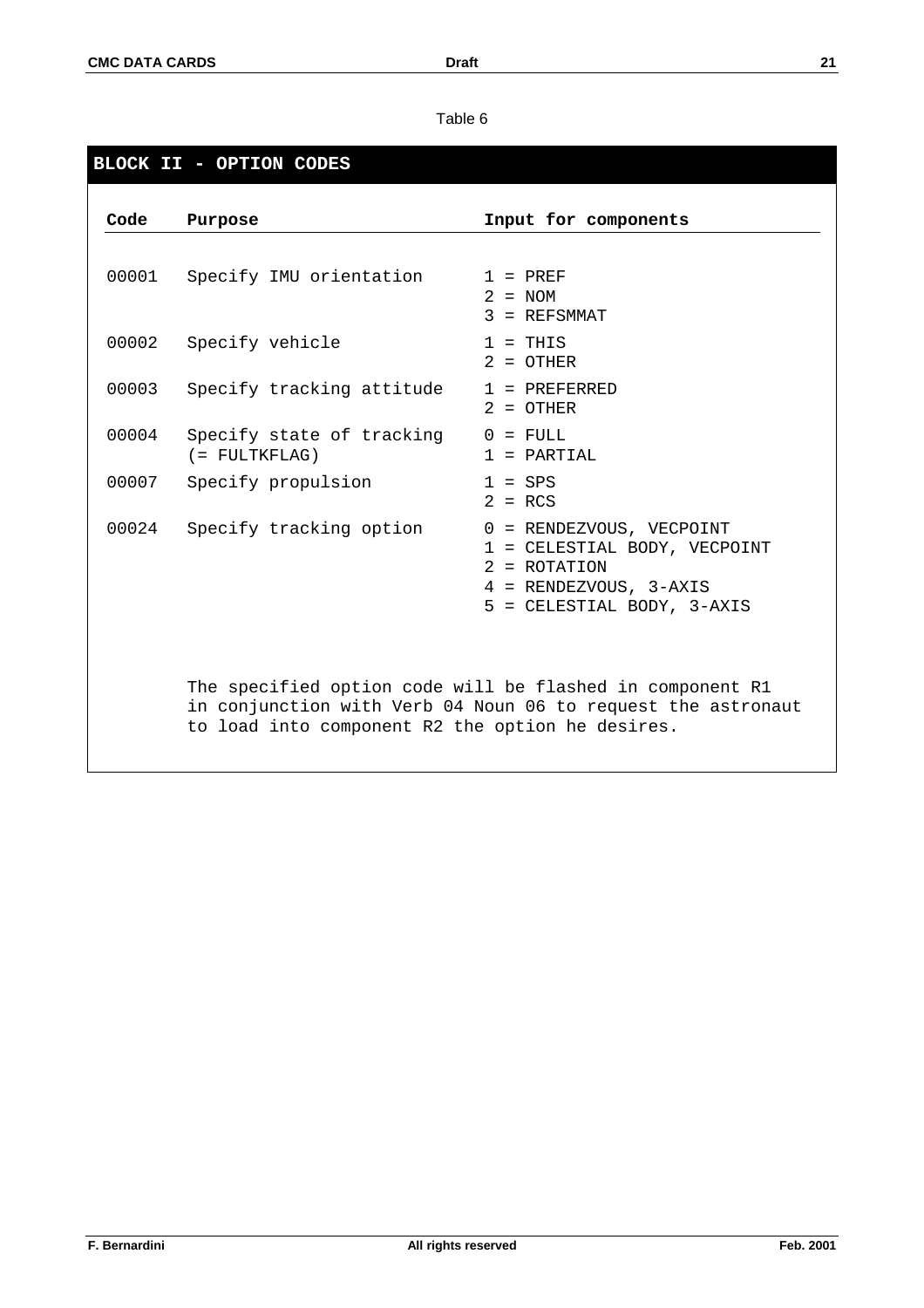Table 6

## BLOCK II - OPTION CODES

| Code | Purpose | Input for components |
|---|---|---|
| 00001 | Specify IMU orientation | 1 = PREF<br>2 = NOM<br>3 = REFSMMAT |
| 00002 | Specify vehicle | 1 = THIS<br>2 = OTHER |
| 00003 | Specify tracking attitude | 1 = PREFERRED<br>2 = OTHER |
| 00004 | Specify state of tracking (= FULTKFLAG) | 0 = FULL<br>1 = PARTIAL |
| 00007 | Specify propulsion | 1 = SPS<br>2 = RCS |
| 00024 | Specify tracking option | 0 = RENDEZVOUS, VECPOINT<br>1 = CELESTIAL BODY, VECPOINT<br>2 = ROTATION<br>4 = RENDEZVOUS, 3-AXIS<br>5 = CELESTIAL BODY, 3-AXIS |

The specified option code will be flashed in component R1 in conjunction with Verb 04 Noun 06 to request the astronaut to load into component R2 the option he desires.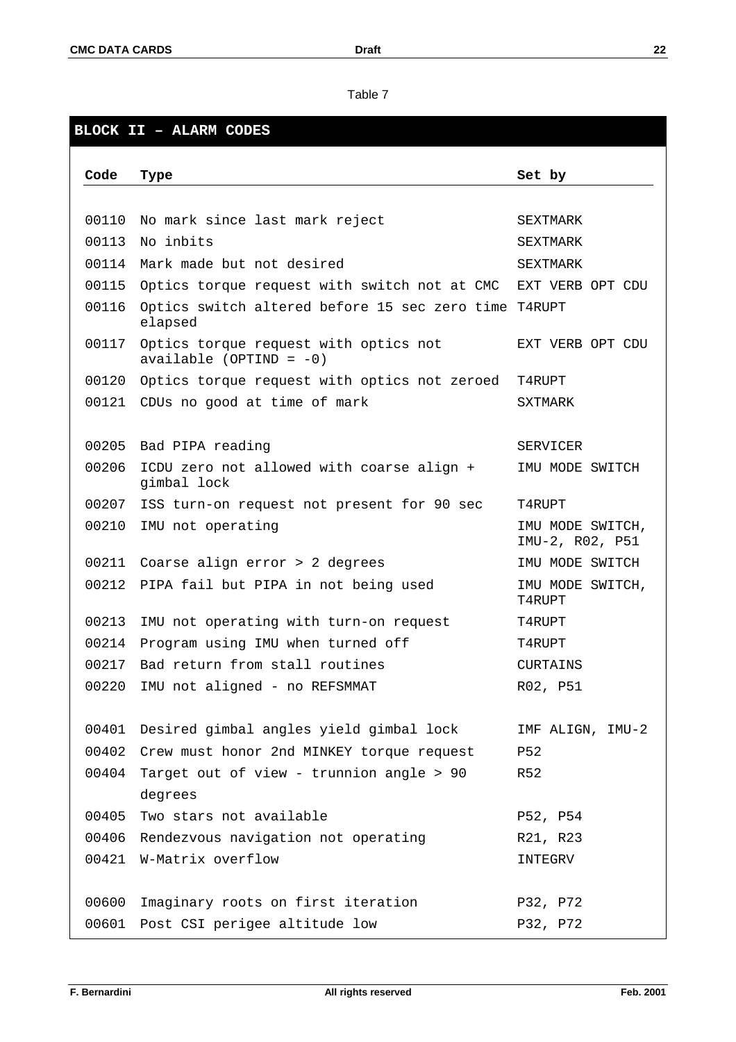Table 7

## BLOCK II – ALARM CODES

| Code | Type | Set by |
|---|---|---|
| 00110 | No mark since last mark reject | SEXTMARK |
| 00113 | No inbits | SEXTMARK |
| 00114 | Mark made but not desired | SEXTMARK |
| 00115 | Optics torque request with switch not at CMC | EXT VERB OPT CDU |
| 00116 | Optics switch altered before 15 sec zero time elapsed | T4RUPT |
| 00117 | Optics torque request with optics not available (OPTIND = -0) | EXT VERB OPT CDU |
| 00120 | Optics torque request with optics not zeroed | T4RUPT |
| 00121 | CDUs no good at time of mark | SXTMARK |
| 00205 | Bad PIPA reading | SERVICER |
| 00206 | ICDU zero not allowed with coarse align + gimbal lock | IMU MODE SWITCH |
| 00207 | ISS turn-on request not present for 90 sec | T4RUPT |
| 00210 | IMU not operating | IMU MODE SWITCH, IMU-2, R02, P51 |
| 00211 | Coarse align error > 2 degrees | IMU MODE SWITCH |
| 00212 | PIPA fail but PIPA in not being used | IMU MODE SWITCH, T4RUPT |
| 00213 | IMU not operating with turn-on request | T4RUPT |
| 00214 | Program using IMU when turned off | T4RUPT |
| 00217 | Bad return from stall routines | CURTAINS |
| 00220 | IMU not aligned - no REFSMMAT | R02, P51 |
| 00401 | Desired gimbal angles yield gimbal lock | IMF ALIGN, IMU-2 |
| 00402 | Crew must honor 2nd MINKEY torque request | P52 |
| 00404 | Target out of view - trunnion angle > 90 degrees | R52 |
| 00405 | Two stars not available | P52, P54 |
| 00406 | Rendezvous navigation not operating | R21, R23 |
| 00421 | W-Matrix overflow | INTEGRV |
| 00600 | Imaginary roots on first iteration | P32, P72 |
| 00601 | Post CSI perigee altitude low | P32, P72 |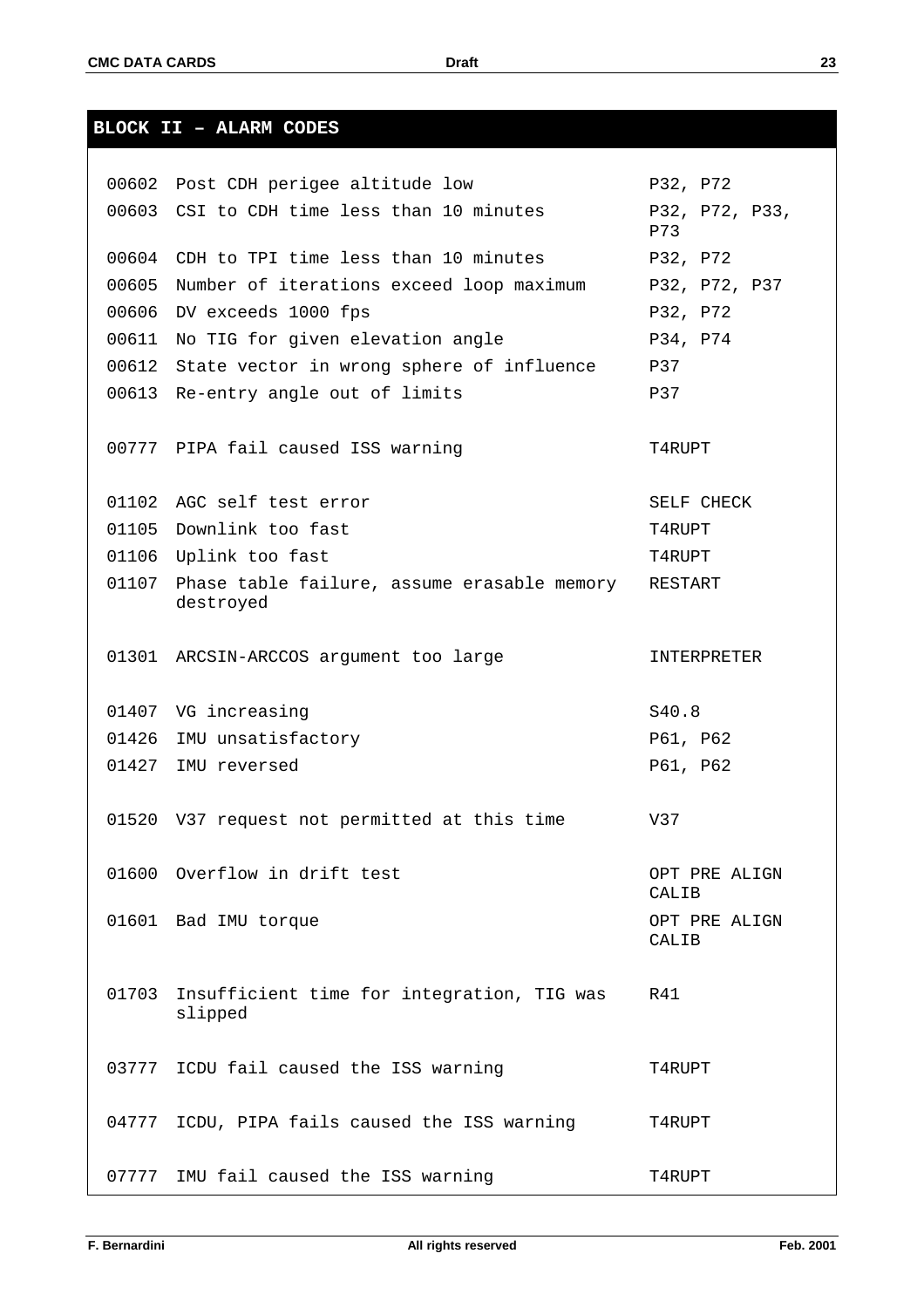## BLOCK II – ALARM CODES

| Code | Description | Program |
|---|---|---|
| 00602 | Post CDH perigee altitude low | P32, P72 |
| 00603 | CSI to CDH time less than 10 minutes | P32, P72, P33, P73 |
| 00604 | CDH to TPI time less than 10 minutes | P32, P72 |
| 00605 | Number of iterations exceed loop maximum | P32, P72, P37 |
| 00606 | DV exceeds 1000 fps | P32, P72 |
| 00611 | No TIG for given elevation angle | P34, P74 |
| 00612 | State vector in wrong sphere of influence | P37 |
| 00613 | Re-entry angle out of limits | P37 |
| 00777 | PIPA fail caused ISS warning | T4RUPT |
| 01102 | AGC self test error | SELF CHECK |
| 01105 | Downlink too fast | T4RUPT |
| 01106 | Uplink too fast | T4RUPT |
| 01107 | Phase table failure, assume erasable memory destroyed | RESTART |
| 01301 | ARCSIN-ARCCOS argument too large | INTERPRETER |
| 01407 | VG increasing | S40.8 |
| 01426 | IMU unsatisfactory | P61, P62 |
| 01427 | IMU reversed | P61, P62 |
| 01520 | V37 request not permitted at this time | V37 |
| 01600 | Overflow in drift test | OPT PRE ALIGN CALIB |
| 01601 | Bad IMU torque | OPT PRE ALIGN CALIB |
| 01703 | Insufficient time for integration, TIG was slipped | R41 |
| 03777 | ICDU fail caused the ISS warning | T4RUPT |
| 04777 | ICDU, PIPA fails caused the ISS warning | T4RUPT |
| 07777 | IMU fail caused the ISS warning | T4RUPT |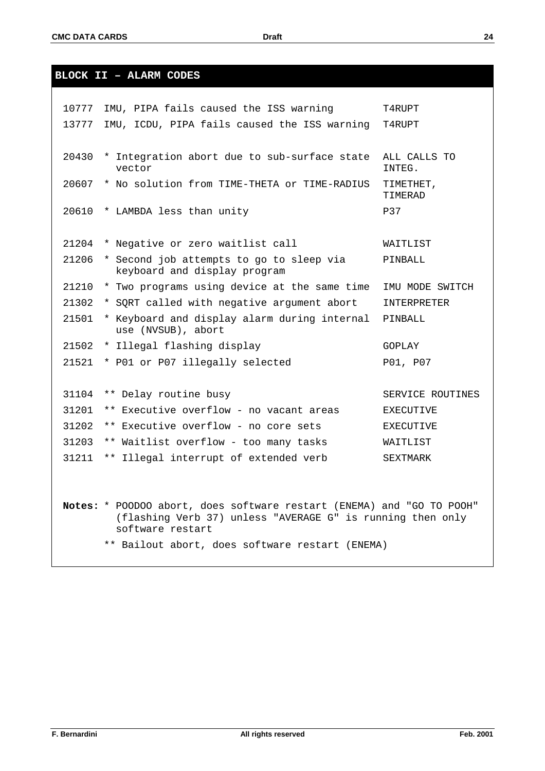## BLOCK II – ALARM CODES

| | | |
|---|---|---|
| 10777 | IMU, PIPA fails caused the ISS warning | T4RUPT |
| 13777 | IMU, ICDU, PIPA fails caused the ISS warning | T4RUPT |
| 20430 | * Integration abort due to sub-surface state vector | ALL CALLS TO INTEG. |
| 20607 | * No solution from TIME-THETA or TIME-RADIUS | TIMETHET, TIMERAD |
| 20610 | * LAMBDA less than unity | P37 |
| 21204 | * Negative or zero waitlist call | WAITLIST |
| 21206 | * Second job attempts to go to sleep via keyboard and display program | PINBALL |
| 21210 | * Two programs using device at the same time | IMU MODE SWITCH |
| 21302 | * SQRT called with negative argument abort | INTERPRETER |
| 21501 | * Keyboard and display alarm during internal use (NVSUB), abort | PINBALL |
| 21502 | * Illegal flashing display | GOPLAY |
| 21521 | * P01 or P07 illegally selected | P01, P07 |
| 31104 | ** Delay routine busy | SERVICE ROUTINES |
| 31201 | ** Executive overflow - no vacant areas | EXECUTIVE |
| 31202 | ** Executive overflow - no core sets | EXECUTIVE |
| 31203 | ** Waitlist overflow - too many tasks | WAITLIST |
| 31211 | ** Illegal interrupt of extended verb | SEXTMARK |

**Notes:** * POODOO abort, does software restart (ENEMA) and "GO TO POOH" (flashing Verb 37) unless "AVERAGE G" is running then only software restart

** Bailout abort, does software restart (ENEMA)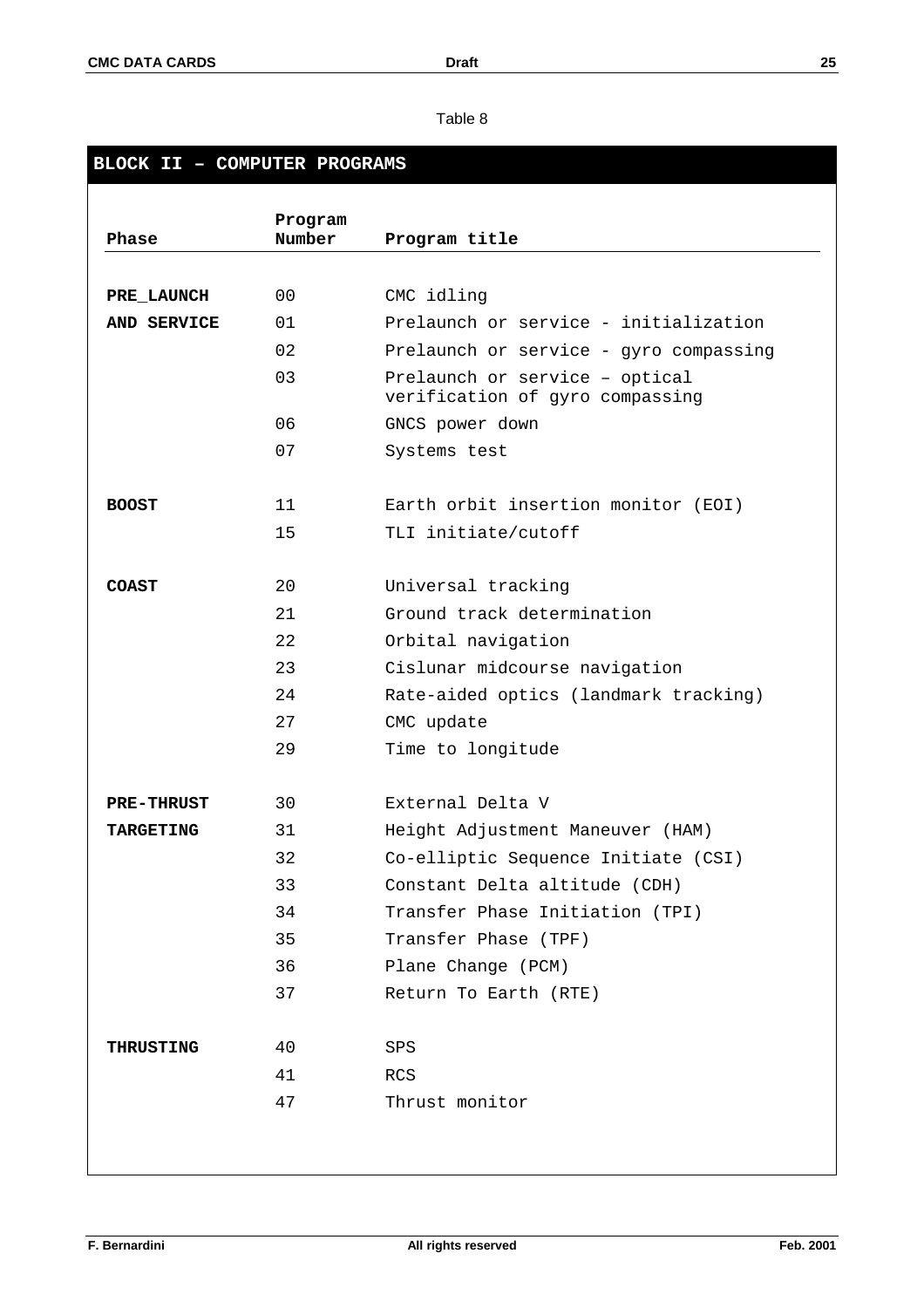Table 8

## BLOCK II – COMPUTER PROGRAMS

| Phase | Program Number | Program title |
|---|---|---|
| PRE_LAUNCH AND SERVICE | 00 | CMC idling |
| | 01 | Prelaunch or service - initialization |
| | 02 | Prelaunch or service - gyro compassing |
| | 03 | Prelaunch or service – optical verification of gyro compassing |
| | 06 | GNCS power down |
| | 07 | Systems test |
| BOOST | 11 | Earth orbit insertion monitor (EOI) |
| | 15 | TLI initiate/cutoff |
| COAST | 20 | Universal tracking |
| | 21 | Ground track determination |
| | 22 | Orbital navigation |
| | 23 | Cislunar midcourse navigation |
| | 24 | Rate-aided optics (landmark tracking) |
| | 27 | CMC update |
| | 29 | Time to longitude |
| PRE-THRUST TARGETING | 30 | External Delta V |
| | 31 | Height Adjustment Maneuver (HAM) |
| | 32 | Co-elliptic Sequence Initiate (CSI) |
| | 33 | Constant Delta altitude (CDH) |
| | 34 | Transfer Phase Initiation (TPI) |
| | 35 | Transfer Phase (TPF) |
| | 36 | Plane Change (PCM) |
| | 37 | Return To Earth (RTE) |
| THRUSTING | 40 | SPS |
| | 41 | RCS |
| | 47 | Thrust monitor |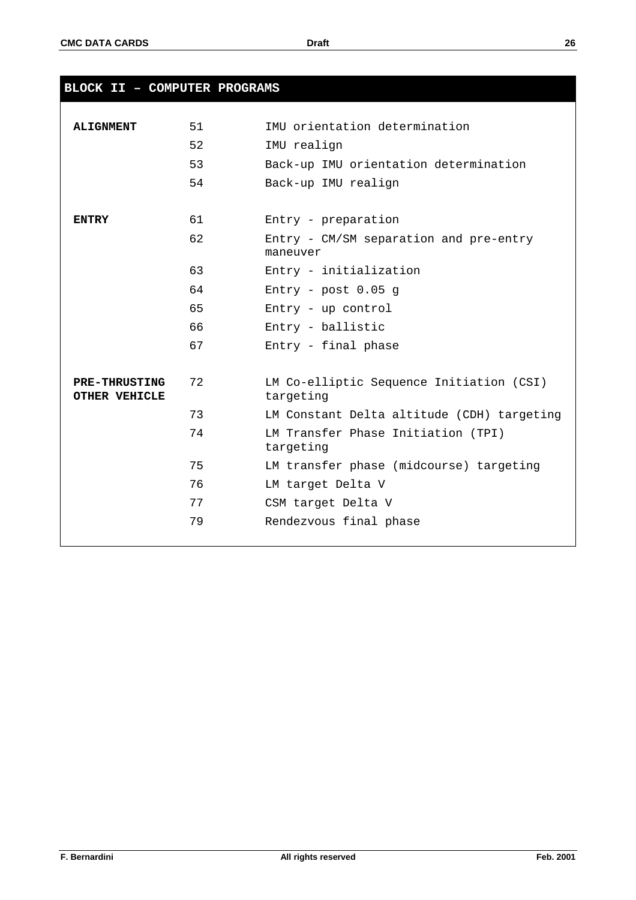## BLOCK II – COMPUTER PROGRAMS

| | | |
|---|---|---|
| **ALIGNMENT** | 51 | IMU orientation determination |
| | 52 | IMU realign |
| | 53 | Back-up IMU orientation determination |
| | 54 | Back-up IMU realign |
| **ENTRY** | 61 | Entry - preparation |
| | 62 | Entry - CM/SM separation and pre-entry maneuver |
| | 63 | Entry - initialization |
| | 64 | Entry - post 0.05 g |
| | 65 | Entry - up control |
| | 66 | Entry - ballistic |
| | 67 | Entry - final phase |
| **PRE-THRUSTING OTHER VEHICLE** | 72 | LM Co-elliptic Sequence Initiation (CSI) targeting |
| | 73 | LM Constant Delta altitude (CDH) targeting |
| | 74 | LM Transfer Phase Initiation (TPI) targeting |
| | 75 | LM transfer phase (midcourse) targeting |
| | 76 | LM target Delta V |
| | 77 | CSM target Delta V |
| | 79 | Rendezvous final phase |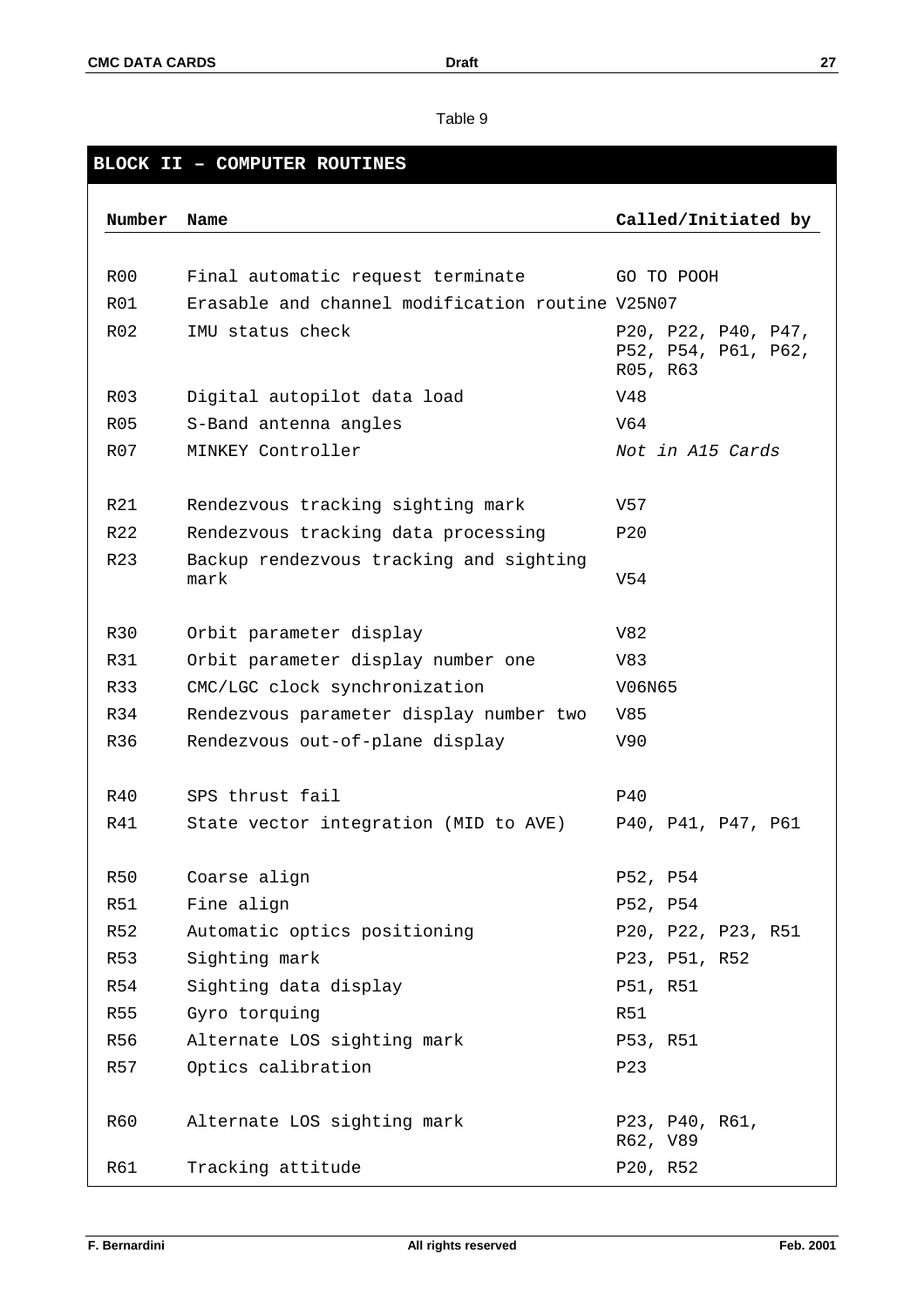Table 9

| BLOCK II – COMPUTER ROUTINES | | |
|---|---|---|
| **Number** | **Name** | **Called/Initiated by** |
| R00 | Final automatic request terminate | GO TO POOH |
| R01 | Erasable and channel modification routine | V25N07 |
| R02 | IMU status check | P20, P22, P40, P47, P52, P54, P61, P62, R05, R63 |
| R03 | Digital autopilot data load | V48 |
| R05 | S-Band antenna angles | V64 |
| R07 | MINKEY Controller | *Not in A15 Cards* |
| R21 | Rendezvous tracking sighting mark | V57 |
| R22 | Rendezvous tracking data processing | P20 |
| R23 | Backup rendezvous tracking and sighting mark | V54 |
| R30 | Orbit parameter display | V82 |
| R31 | Orbit parameter display number one | V83 |
| R33 | CMC/LGC clock synchronization | V06N65 |
| R34 | Rendezvous parameter display number two | V85 |
| R36 | Rendezvous out-of-plane display | V90 |
| R40 | SPS thrust fail | P40 |
| R41 | State vector integration (MID to AVE) | P40, P41, P47, P61 |
| R50 | Coarse align | P52, P54 |
| R51 | Fine align | P52, P54 |
| R52 | Automatic optics positioning | P20, P22, P23, R51 |
| R53 | Sighting mark | P23, P51, R52 |
| R54 | Sighting data display | P51, R51 |
| R55 | Gyro torquing | R51 |
| R56 | Alternate LOS sighting mark | P53, R51 |
| R57 | Optics calibration | P23 |
| R60 | Alternate LOS sighting mark | P23, P40, R61, R62, V89 |
| R61 | Tracking attitude | P20, R52 |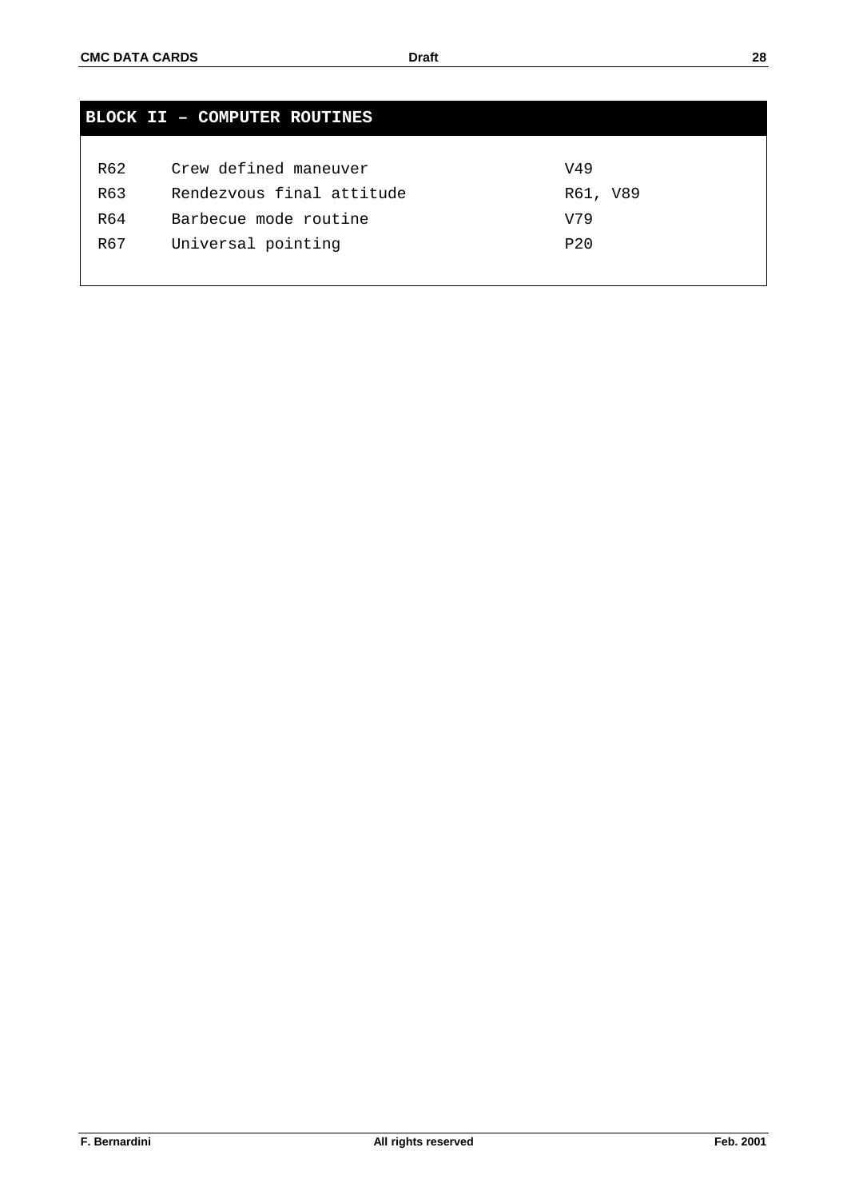## BLOCK II – COMPUTER ROUTINES

| | | |
|---|---|---|
| R62 | Crew defined maneuver | V49 |
| R63 | Rendezvous final attitude | R61, V89 |
| R64 | Barbecue mode routine | V79 |
| R67 | Universal pointing | P20 |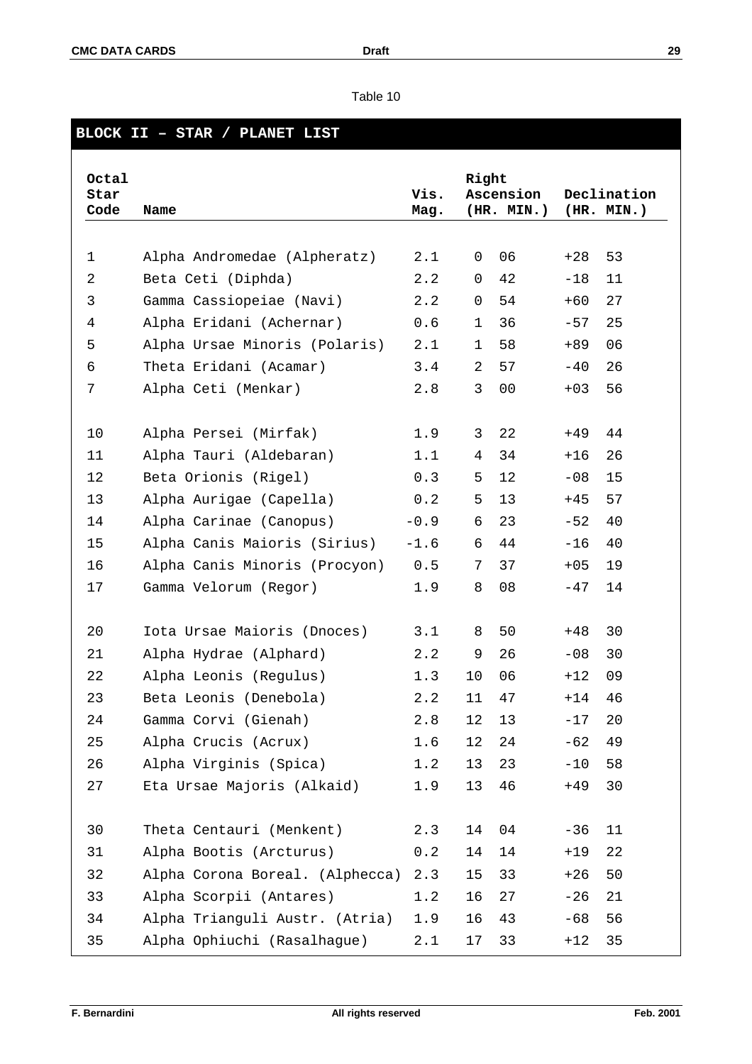Table 10

## BLOCK II – STAR / PLANET LIST

| Octal Star Code | Name | Vis. Mag. | Right Ascension (HR. MIN.) | | Declination (HR. MIN.) | |
|---|---|---|---|---|---|---|
| 1 | Alpha Andromedae (Alpheratz) | 2.1 | 0 | 06 | +28 | 53 |
| 2 | Beta Ceti (Diphda) | 2.2 | 0 | 42 | -18 | 11 |
| 3 | Gamma Cassiopeiae (Navi) | 2.2 | 0 | 54 | +60 | 27 |
| 4 | Alpha Eridani (Achernar) | 0.6 | 1 | 36 | -57 | 25 |
| 5 | Alpha Ursae Minoris (Polaris) | 2.1 | 1 | 58 | +89 | 06 |
| 6 | Theta Eridani (Acamar) | 3.4 | 2 | 57 | -40 | 26 |
| 7 | Alpha Ceti (Menkar) | 2.8 | 3 | 00 | +03 | 56 |
| 10 | Alpha Persei (Mirfak) | 1.9 | 3 | 22 | +49 | 44 |
| 11 | Alpha Tauri (Aldebaran) | 1.1 | 4 | 34 | +16 | 26 |
| 12 | Beta Orionis (Rigel) | 0.3 | 5 | 12 | -08 | 15 |
| 13 | Alpha Aurigae (Capella) | 0.2 | 5 | 13 | +45 | 57 |
| 14 | Alpha Carinae (Canopus) | -0.9 | 6 | 23 | -52 | 40 |
| 15 | Alpha Canis Maioris (Sirius) | -1.6 | 6 | 44 | -16 | 40 |
| 16 | Alpha Canis Minoris (Procyon) | 0.5 | 7 | 37 | +05 | 19 |
| 17 | Gamma Velorum (Regor) | 1.9 | 8 | 08 | -47 | 14 |
| 20 | Iota Ursae Maioris (Dnoces) | 3.1 | 8 | 50 | +48 | 30 |
| 21 | Alpha Hydrae (Alphard) | 2.2 | 9 | 26 | -08 | 30 |
| 22 | Alpha Leonis (Regulus) | 1.3 | 10 | 06 | +12 | 09 |
| 23 | Beta Leonis (Denebola) | 2.2 | 11 | 47 | +14 | 46 |
| 24 | Gamma Corvi (Gienah) | 2.8 | 12 | 13 | -17 | 20 |
| 25 | Alpha Crucis (Acrux) | 1.6 | 12 | 24 | -62 | 49 |
| 26 | Alpha Virginis (Spica) | 1.2 | 13 | 23 | -10 | 58 |
| 27 | Eta Ursae Majoris (Alkaid) | 1.9 | 13 | 46 | +49 | 30 |
| 30 | Theta Centauri (Menkent) | 2.3 | 14 | 04 | -36 | 11 |
| 31 | Alpha Bootis (Arcturus) | 0.2 | 14 | 14 | +19 | 22 |
| 32 | Alpha Corona Boreal. (Alphecca) | 2.3 | 15 | 33 | +26 | 50 |
| 33 | Alpha Scorpii (Antares) | 1.2 | 16 | 27 | -26 | 21 |
| 34 | Alpha Trianguli Austr. (Atria) | 1.9 | 16 | 43 | -68 | 56 |
| 35 | Alpha Ophiuchi (Rasalhague) | 2.1 | 17 | 33 | +12 | 35 |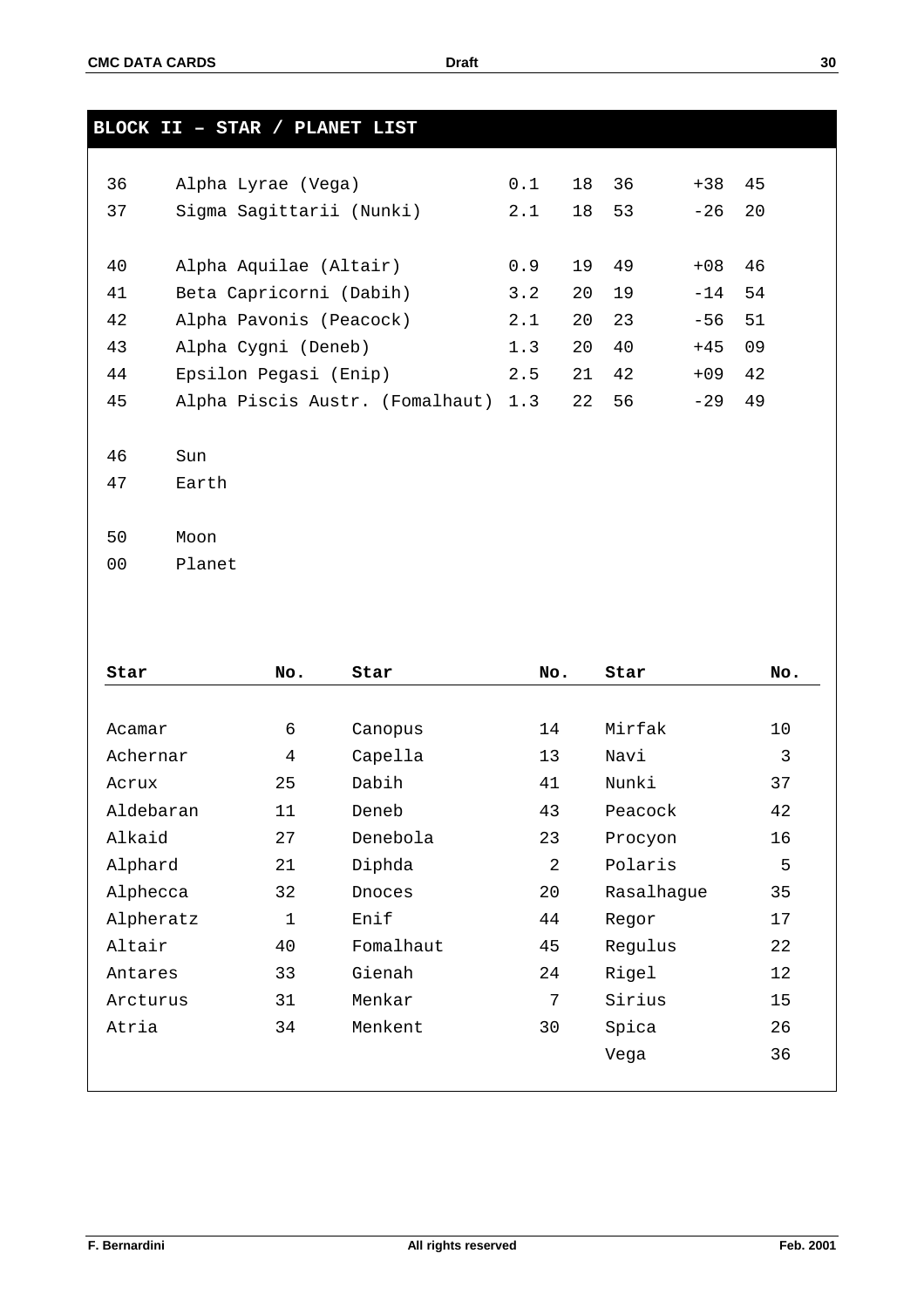## BLOCK II – STAR / PLANET LIST

| | | | | | | |
|---|---|---|---|---|---|---|
| 36 | Alpha Lyrae (Vega) | 0.1 | 18 | 36 | +38 | 45 |
| 37 | Sigma Sagittarii (Nunki) | 2.1 | 18 | 53 | -26 | 20 |
| | | | | | | |
| 40 | Alpha Aquilae (Altair) | 0.9 | 19 | 49 | +08 | 46 |
| 41 | Beta Capricorni (Dabih) | 3.2 | 20 | 19 | -14 | 54 |
| 42 | Alpha Pavonis (Peacock) | 2.1 | 20 | 23 | -56 | 51 |
| 43 | Alpha Cygni (Deneb) | 1.3 | 20 | 40 | +45 | 09 |
| 44 | Epsilon Pegasi (Enip) | 2.5 | 21 | 42 | +09 | 42 |
| 45 | Alpha Piscis Austr. (Fomalhaut) | 1.3 | 22 | 56 | -29 | 49 |
| | | | | | | |
| 46 | Sun | | | | | |
| 47 | Earth | | | | | |
| | | | | | | |
| 50 | Moon | | | | | |
| 00 | Planet | | | | | |

| Star | No. | Star | No. | Star | No. |
|---|---|---|---|---|---|
| Acamar | 6 | Canopus | 14 | Mirfak | 10 |
| Achernar | 4 | Capella | 13 | Navi | 3 |
| Acrux | 25 | Dabih | 41 | Nunki | 37 |
| Aldebaran | 11 | Deneb | 43 | Peacock | 42 |
| Alkaid | 27 | Denebola | 23 | Procyon | 16 |
| Alphard | 21 | Diphda | 2 | Polaris | 5 |
| Alphecca | 32 | Dnoces | 20 | Rasalhague | 35 |
| Alpheratz | 1 | Enif | 44 | Regor | 17 |
| Altair | 40 | Fomalhaut | 45 | Regulus | 22 |
| Antares | 33 | Gienah | 24 | Rigel | 12 |
| Arcturus | 31 | Menkar | 7 | Sirius | 15 |
| Atria | 34 | Menkent | 30 | Spica | 26 |
| | | | | Vega | 36 |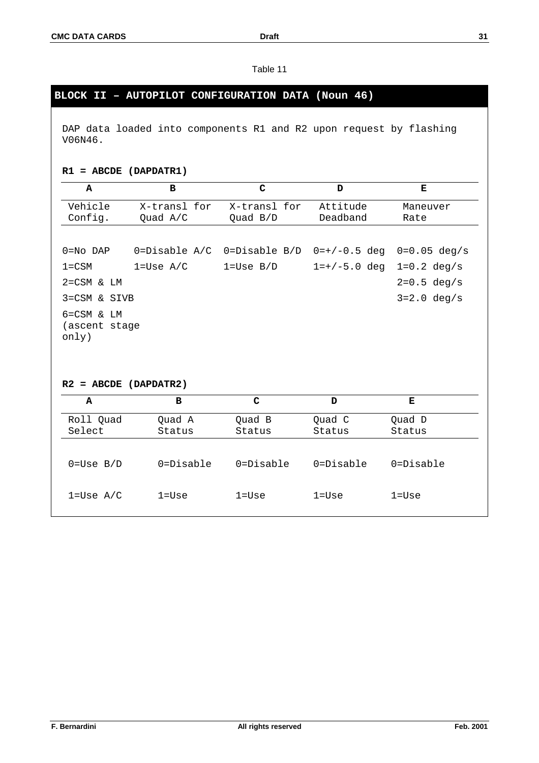Table 11

## BLOCK II – AUTOPILOT CONFIGURATION DATA (Noun 46)

DAP data loaded into components R1 and R2 upon request by flashing V06N46.

**R1 = ABCDE (DAPDATR1)**

| A | B | C | D | E |
|---|---|---|---|---|
| Vehicle Config. | X-transl for Quad A/C | X-transl for Quad B/D | Attitude Deadband | Maneuver Rate |
| 0=No DAP | 0=Disable A/C | 0=Disable B/D | 0=+/-0.5 deg | 0=0.05 deg/s |
| 1=CSM | 1=Use A/C | 1=Use B/D | 1=+/-5.0 deg | 1=0.2 deg/s |
| 2=CSM & LM | | | | 2=0.5 deg/s |
| 3=CSM & SIVB | | | | 3=2.0 deg/s |
| 6=CSM & LM (ascent stage only) | | | | |

**R2 = ABCDE (DAPDATR2)**

| A | B | C | D | E |
|---|---|---|---|---|
| Roll Quad Select | Quad A Status | Quad B Status | Quad C Status | Quad D Status |
| 0=Use B/D | 0=Disable | 0=Disable | 0=Disable | 0=Disable |
| 1=Use A/C | 1=Use | 1=Use | 1=Use | 1=Use |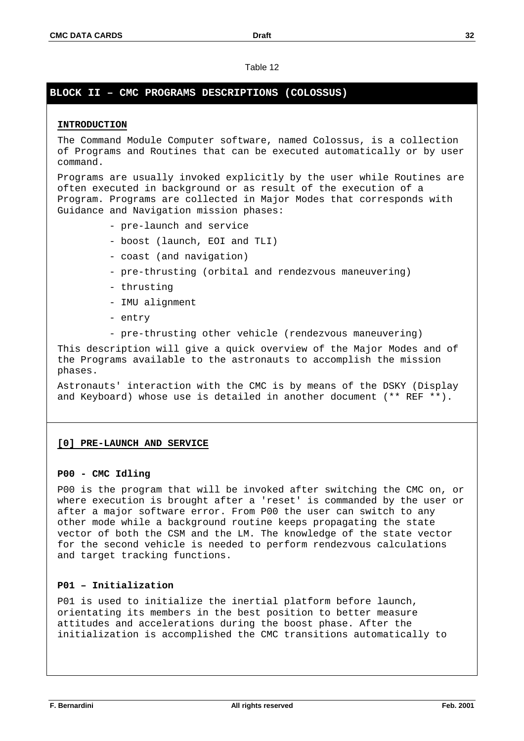Table 12

## BLOCK II – CMC PROGRAMS DESCRIPTIONS (COLOSSUS)

**INTRODUCTION**

The Command Module Computer software, named Colossus, is a collection of Programs and Routines that can be executed automatically or by user command.

Programs are usually invoked explicitly by the user while Routines are often executed in background or as result of the execution of a Program. Programs are collected in Major Modes that corresponds with Guidance and Navigation mission phases:

- pre-launch and service
- boost (launch, EOI and TLI)
- coast (and navigation)
- pre-thrusting (orbital and rendezvous maneuvering)
- thrusting
- IMU alignment
- entry
- pre-thrusting other vehicle (rendezvous maneuvering)

This description will give a quick overview of the Major Modes and of the Programs available to the astronauts to accomplish the mission phases.

Astronauts' interaction with the CMC is by means of the DSKY (Display and Keyboard) whose use is detailed in another document (** REF **).

**[0] PRE-LAUNCH AND SERVICE**

**P00 - CMC Idling**

P00 is the program that will be invoked after switching the CMC on, or where execution is brought after a 'reset' is commanded by the user or after a major software error. From P00 the user can switch to any other mode while a background routine keeps propagating the state vector of both the CSM and the LM. The knowledge of the state vector for the second vehicle is needed to perform rendezvous calculations and target tracking functions.

**P01 – Initialization**

P01 is used to initialize the inertial platform before launch, orientating its members in the best position to better measure attitudes and accelerations during the boost phase. After the initialization is accomplished the CMC transitions automatically to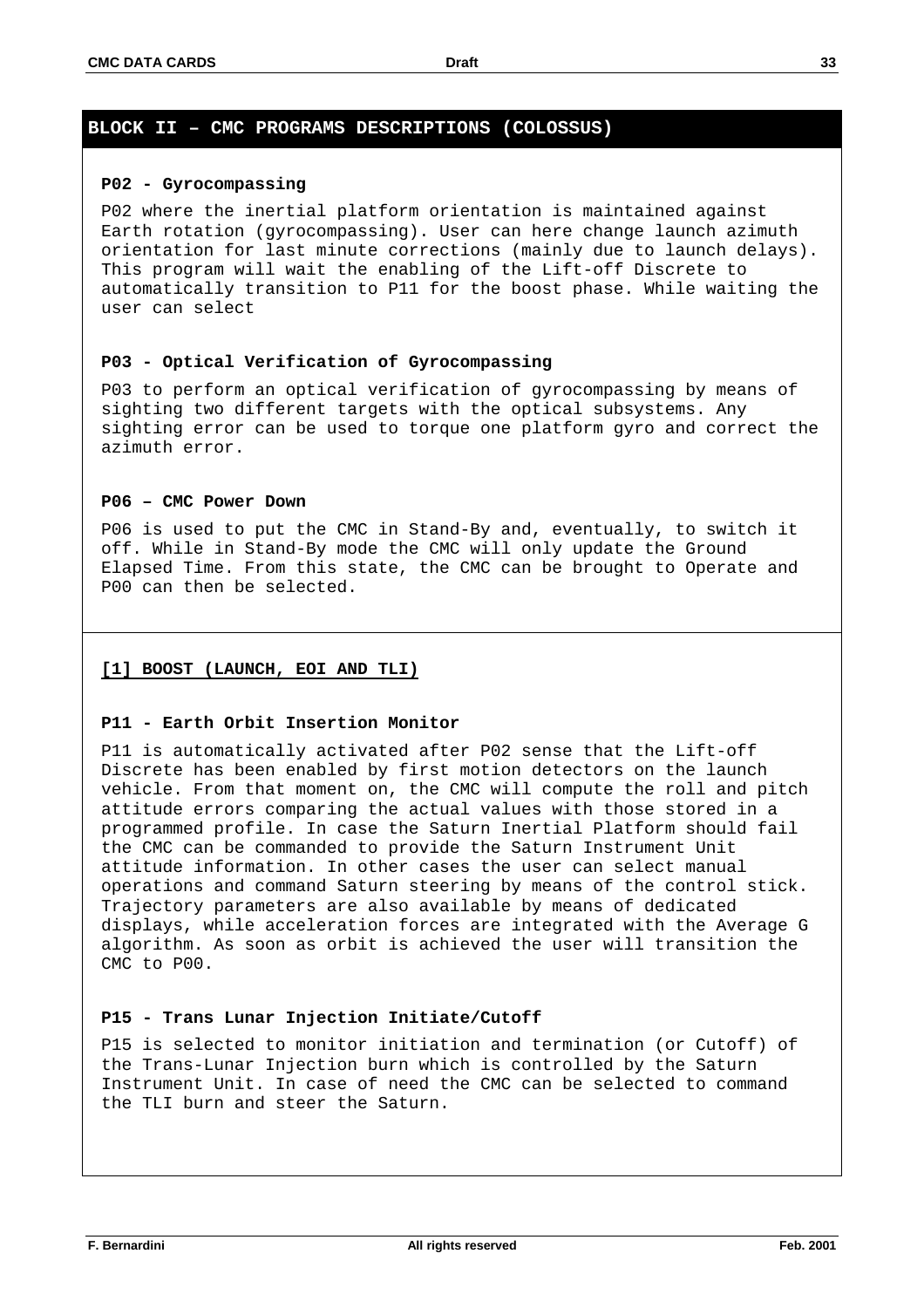## BLOCK II – CMC PROGRAMS DESCRIPTIONS (COLOSSUS)

### P02 - Gyrocompassing

P02 where the inertial platform orientation is maintained against Earth rotation (gyrocompassing). User can here change launch azimuth orientation for last minute corrections (mainly due to launch delays). This program will wait the enabling of the Lift-off Discrete to automatically transition to P11 for the boost phase. While waiting the user can select

### P03 - Optical Verification of Gyrocompassing

P03 to perform an optical verification of gyrocompassing by means of sighting two different targets with the optical subsystems. Any sighting error can be used to torque one platform gyro and correct the azimuth error.

### P06 – CMC Power Down

P06 is used to put the CMC in Stand-By and, eventually, to switch it off. While in Stand-By mode the CMC will only update the Ground Elapsed Time. From this state, the CMC can be brought to Operate and P00 can then be selected.

## [1] BOOST (LAUNCH, EOI AND TLI)

### P11 - Earth Orbit Insertion Monitor

P11 is automatically activated after P02 sense that the Lift-off Discrete has been enabled by first motion detectors on the launch vehicle. From that moment on, the CMC will compute the roll and pitch attitude errors comparing the actual values with those stored in a programmed profile. In case the Saturn Inertial Platform should fail the CMC can be commanded to provide the Saturn Instrument Unit attitude information. In other cases the user can select manual operations and command Saturn steering by means of the control stick. Trajectory parameters are also available by means of dedicated displays, while acceleration forces are integrated with the Average G algorithm. As soon as orbit is achieved the user will transition the CMC to P00.

### P15 - Trans Lunar Injection Initiate/Cutoff

P15 is selected to monitor initiation and termination (or Cutoff) of the Trans-Lunar Injection burn which is controlled by the Saturn Instrument Unit. In case of need the CMC can be selected to command the TLI burn and steer the Saturn.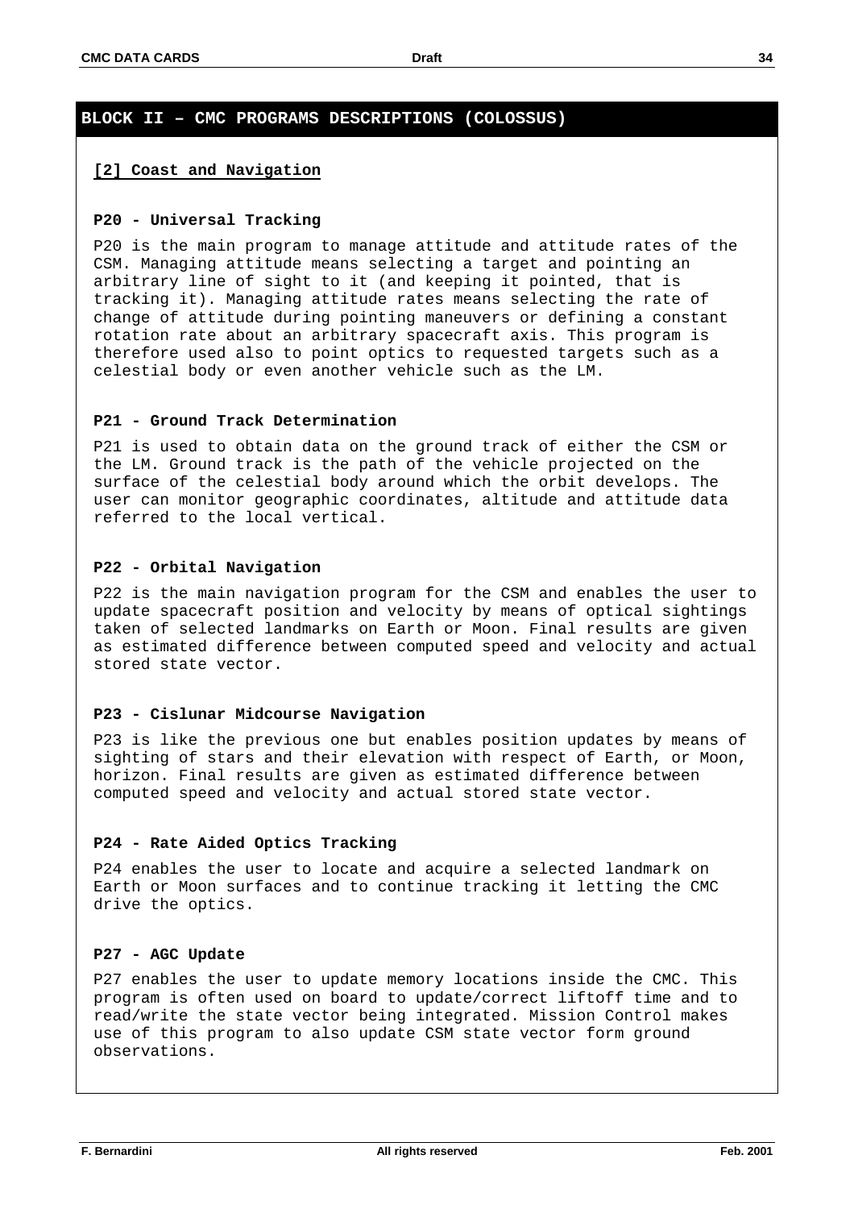## BLOCK II – CMC PROGRAMS DESCRIPTIONS (COLOSSUS)

### [2] Coast and Navigation

#### P20 - Universal Tracking

P20 is the main program to manage attitude and attitude rates of the CSM. Managing attitude means selecting a target and pointing an arbitrary line of sight to it (and keeping it pointed, that is tracking it). Managing attitude rates means selecting the rate of change of attitude during pointing maneuvers or defining a constant rotation rate about an arbitrary spacecraft axis. This program is therefore used also to point optics to requested targets such as a celestial body or even another vehicle such as the LM.

#### P21 - Ground Track Determination

P21 is used to obtain data on the ground track of either the CSM or the LM. Ground track is the path of the vehicle projected on the surface of the celestial body around which the orbit develops. The user can monitor geographic coordinates, altitude and attitude data referred to the local vertical.

#### P22 - Orbital Navigation

P22 is the main navigation program for the CSM and enables the user to update spacecraft position and velocity by means of optical sightings taken of selected landmarks on Earth or Moon. Final results are given as estimated difference between computed speed and velocity and actual stored state vector.

#### P23 - Cislunar Midcourse Navigation

P23 is like the previous one but enables position updates by means of sighting of stars and their elevation with respect of Earth, or Moon, horizon. Final results are given as estimated difference between computed speed and velocity and actual stored state vector.

#### P24 - Rate Aided Optics Tracking

P24 enables the user to locate and acquire a selected landmark on Earth or Moon surfaces and to continue tracking it letting the CMC drive the optics.

#### P27 - AGC Update

P27 enables the user to update memory locations inside the CMC. This program is often used on board to update/correct liftoff time and to read/write the state vector being integrated. Mission Control makes use of this program to also update CSM state vector form ground observations.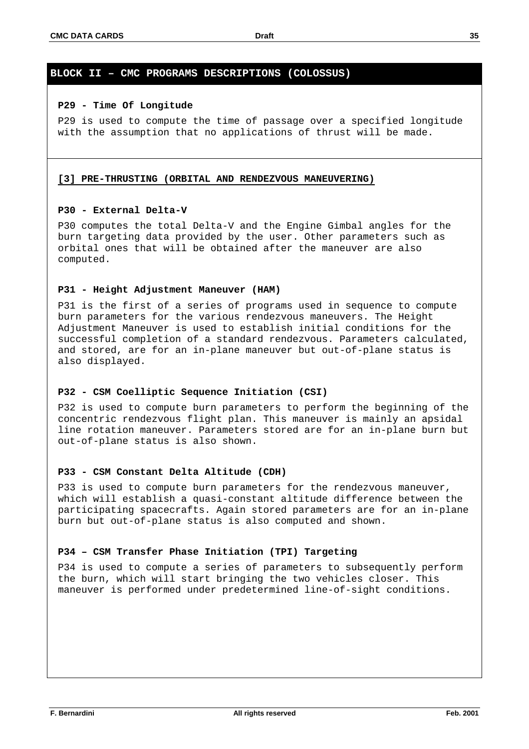## BLOCK II – CMC PROGRAMS DESCRIPTIONS (COLOSSUS)

### P29 - Time Of Longitude

P29 is used to compute the time of passage over a specified longitude with the assumption that no applications of thrust will be made.

### [3] PRE-THRUSTING (ORBITAL AND RENDEZVOUS MANEUVERING)

### P30 - External Delta-V

P30 computes the total Delta-V and the Engine Gimbal angles for the burn targeting data provided by the user. Other parameters such as orbital ones that will be obtained after the maneuver are also computed.

### P31 - Height Adjustment Maneuver (HAM)

P31 is the first of a series of programs used in sequence to compute burn parameters for the various rendezvous maneuvers. The Height Adjustment Maneuver is used to establish initial conditions for the successful completion of a standard rendezvous. Parameters calculated, and stored, are for an in-plane maneuver but out-of-plane status is also displayed.

### P32 - CSM Coelliptic Sequence Initiation (CSI)

P32 is used to compute burn parameters to perform the beginning of the concentric rendezvous flight plan. This maneuver is mainly an apsidal line rotation maneuver. Parameters stored are for an in-plane burn but out-of-plane status is also shown.

### P33 - CSM Constant Delta Altitude (CDH)

P33 is used to compute burn parameters for the rendezvous maneuver, which will establish a quasi-constant altitude difference between the participating spacecrafts. Again stored parameters are for an in-plane burn but out-of-plane status is also computed and shown.

### P34 – CSM Transfer Phase Initiation (TPI) Targeting

P34 is used to compute a series of parameters to subsequently perform the burn, which will start bringing the two vehicles closer. This maneuver is performed under predetermined line-of-sight conditions.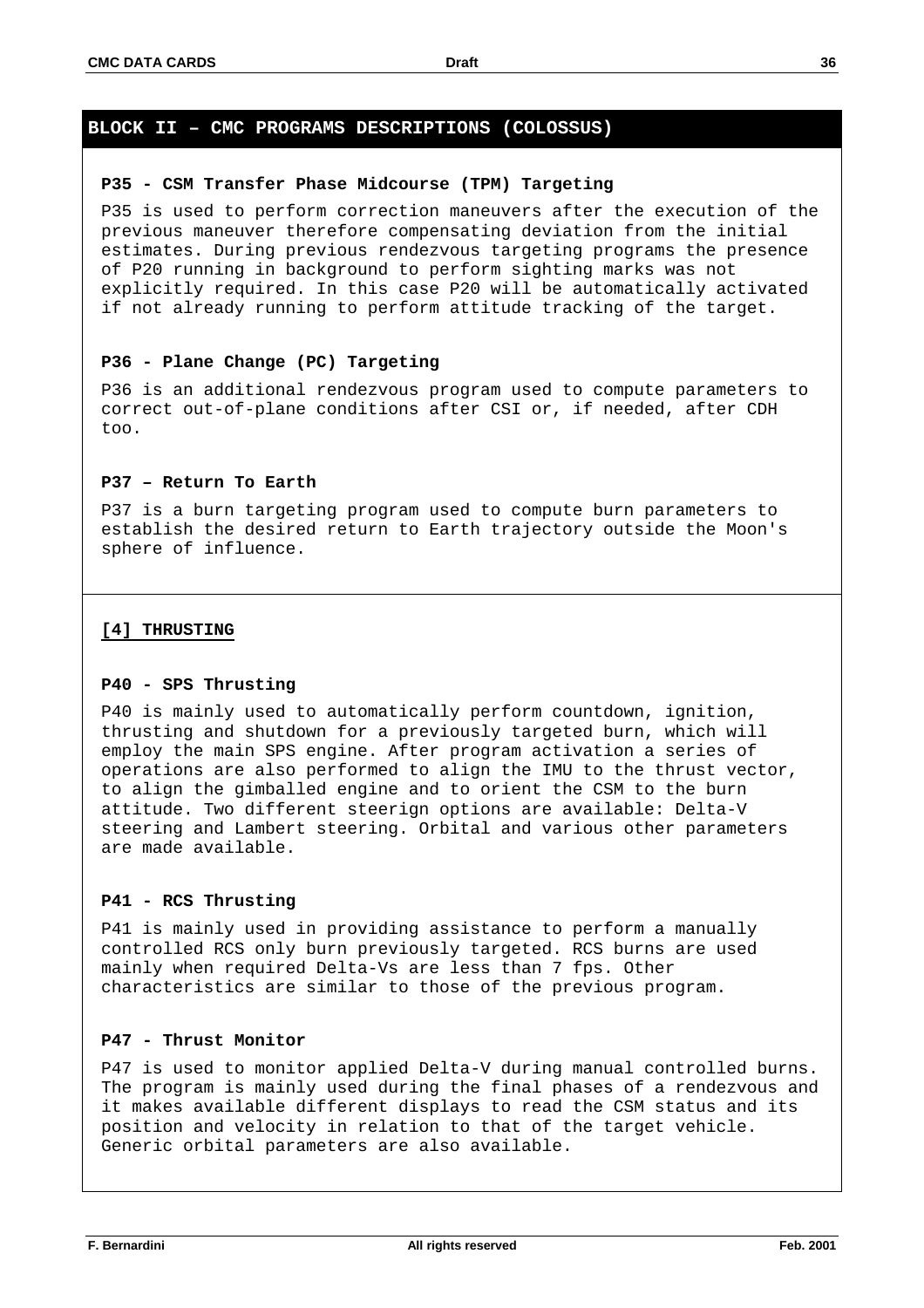## BLOCK II – CMC PROGRAMS DESCRIPTIONS (COLOSSUS)

### P35 - CSM Transfer Phase Midcourse (TPM) Targeting

P35 is used to perform correction maneuvers after the execution of the previous maneuver therefore compensating deviation from the initial estimates. During previous rendezvous targeting programs the presence of P20 running in background to perform sighting marks was not explicitly required. In this case P20 will be automatically activated if not already running to perform attitude tracking of the target.

### P36 - Plane Change (PC) Targeting

P36 is an additional rendezvous program used to compute parameters to correct out-of-plane conditions after CSI or, if needed, after CDH too.

### P37 – Return To Earth

P37 is a burn targeting program used to compute burn parameters to establish the desired return to Earth trajectory outside the Moon's sphere of influence.

## [4] THRUSTING

### P40 - SPS Thrusting

P40 is mainly used to automatically perform countdown, ignition, thrusting and shutdown for a previously targeted burn, which will employ the main SPS engine. After program activation a series of operations are also performed to align the IMU to the thrust vector, to align the gimballed engine and to orient the CSM to the burn attitude. Two different steerign options are available: Delta-V steering and Lambert steering. Orbital and various other parameters are made available.

### P41 - RCS Thrusting

P41 is mainly used in providing assistance to perform a manually controlled RCS only burn previously targeted. RCS burns are used mainly when required Delta-Vs are less than 7 fps. Other characteristics are similar to those of the previous program.

### P47 - Thrust Monitor

P47 is used to monitor applied Delta-V during manual controlled burns. The program is mainly used during the final phases of a rendezvous and it makes available different displays to read the CSM status and its position and velocity in relation to that of the target vehicle. Generic orbital parameters are also available.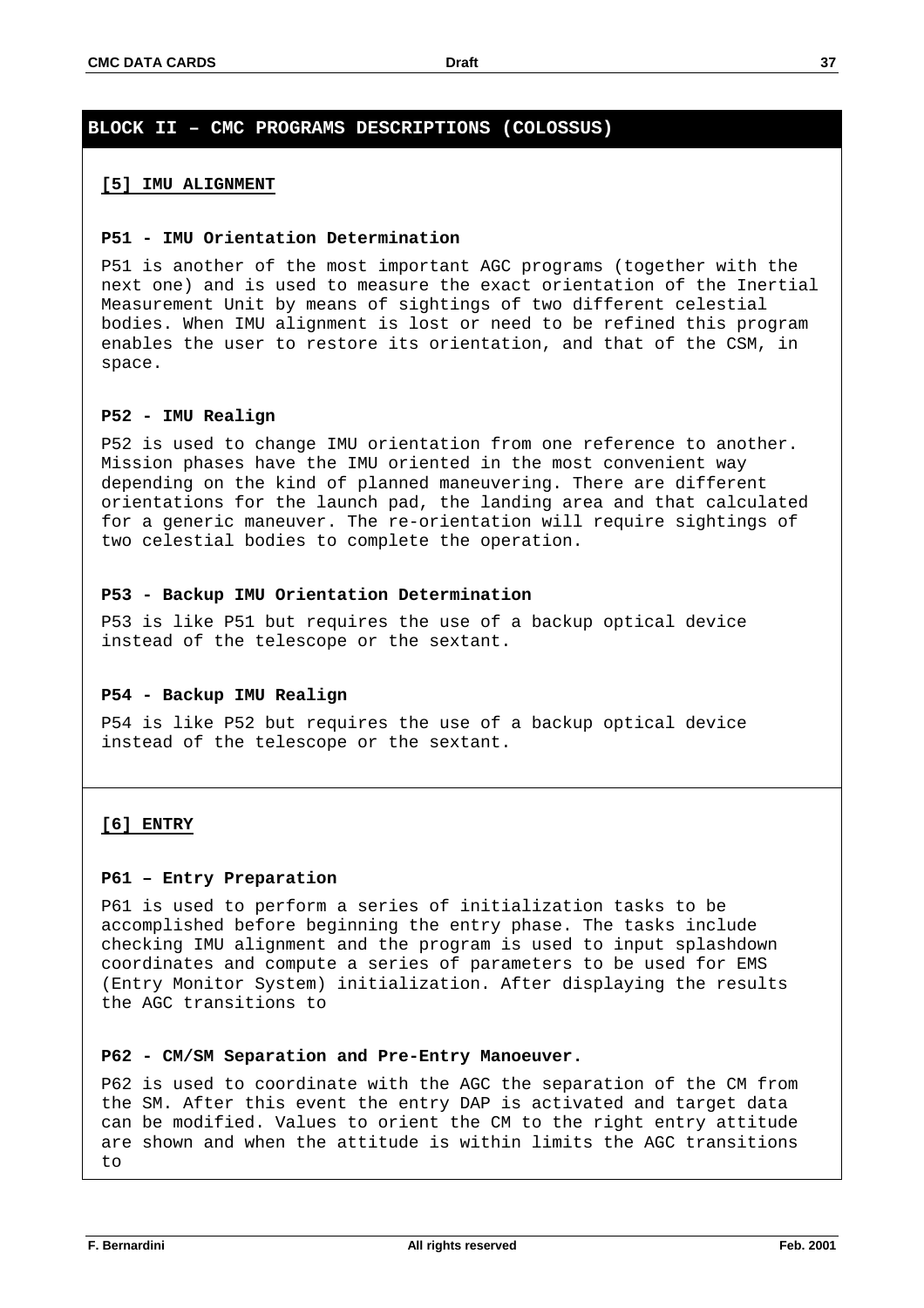## BLOCK II – CMC PROGRAMS DESCRIPTIONS (COLOSSUS)

### [5] IMU ALIGNMENT

#### P51 - IMU Orientation Determination

P51 is another of the most important AGC programs (together with the next one) and is used to measure the exact orientation of the Inertial Measurement Unit by means of sightings of two different celestial bodies. When IMU alignment is lost or need to be refined this program enables the user to restore its orientation, and that of the CSM, in space.

#### P52 - IMU Realign

P52 is used to change IMU orientation from one reference to another. Mission phases have the IMU oriented in the most convenient way depending on the kind of planned maneuvering. There are different orientations for the launch pad, the landing area and that calculated for a generic maneuver. The re-orientation will require sightings of two celestial bodies to complete the operation.

#### P53 - Backup IMU Orientation Determination

P53 is like P51 but requires the use of a backup optical device instead of the telescope or the sextant.

#### P54 - Backup IMU Realign

P54 is like P52 but requires the use of a backup optical device instead of the telescope or the sextant.

### [6] ENTRY

#### P61 – Entry Preparation

P61 is used to perform a series of initialization tasks to be accomplished before beginning the entry phase. The tasks include checking IMU alignment and the program is used to input splashdown coordinates and compute a series of parameters to be used for EMS (Entry Monitor System) initialization. After displaying the results the AGC transitions to

#### P62 - CM/SM Separation and Pre-Entry Manoeuver.

P62 is used to coordinate with the AGC the separation of the CM from the SM. After this event the entry DAP is activated and target data can be modified. Values to orient the CM to the right entry attitude are shown and when the attitude is within limits the AGC transitions to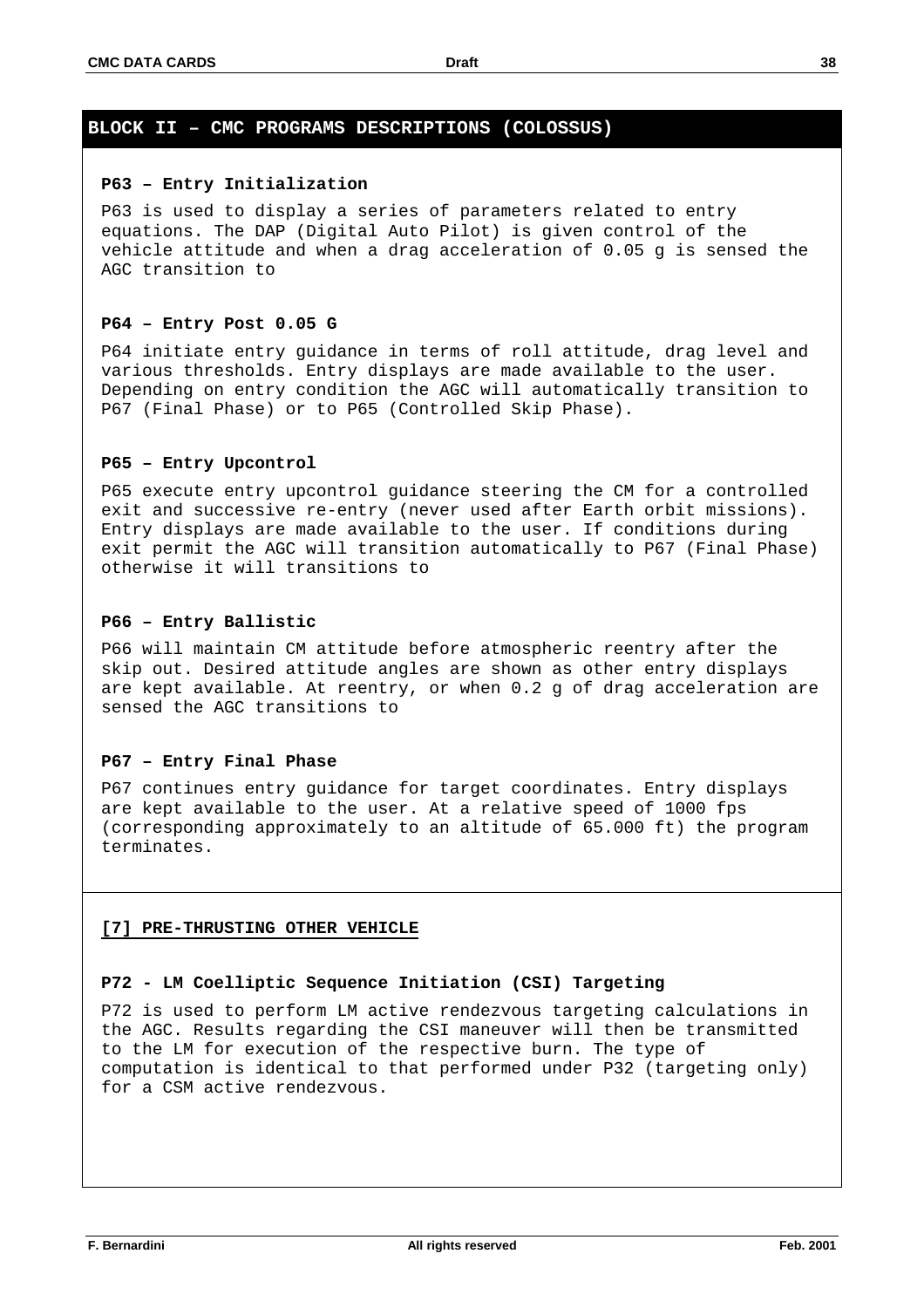## BLOCK II – CMC PROGRAMS DESCRIPTIONS (COLOSSUS)

### P63 – Entry Initialization

P63 is used to display a series of parameters related to entry equations. The DAP (Digital Auto Pilot) is given control of the vehicle attitude and when a drag acceleration of 0.05 g is sensed the AGC transition to

### P64 – Entry Post 0.05 G

P64 initiate entry guidance in terms of roll attitude, drag level and various thresholds. Entry displays are made available to the user. Depending on entry condition the AGC will automatically transition to P67 (Final Phase) or to P65 (Controlled Skip Phase).

### P65 – Entry Upcontrol

P65 execute entry upcontrol guidance steering the CM for a controlled exit and successive re-entry (never used after Earth orbit missions). Entry displays are made available to the user. If conditions during exit permit the AGC will transition automatically to P67 (Final Phase) otherwise it will transitions to

### P66 – Entry Ballistic

P66 will maintain CM attitude before atmospheric reentry after the skip out. Desired attitude angles are shown as other entry displays are kept available. At reentry, or when 0.2 g of drag acceleration are sensed the AGC transitions to

### P67 – Entry Final Phase

P67 continues entry guidance for target coordinates. Entry displays are kept available to the user. At a relative speed of 1000 fps (corresponding approximately to an altitude of 65.000 ft) the program terminates.

## [7] PRE-THRUSTING OTHER VEHICLE

### P72 - LM Coelliptic Sequence Initiation (CSI) Targeting

P72 is used to perform LM active rendezvous targeting calculations in the AGC. Results regarding the CSI maneuver will then be transmitted to the LM for execution of the respective burn. The type of computation is identical to that performed under P32 (targeting only) for a CSM active rendezvous.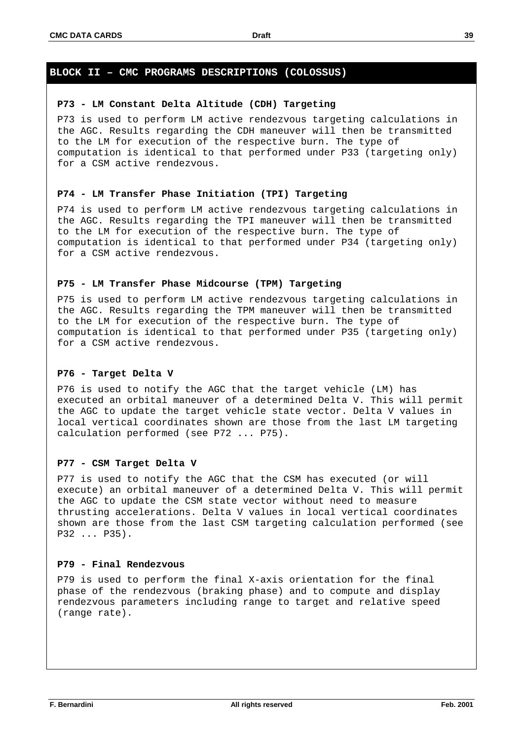## BLOCK II – CMC PROGRAMS DESCRIPTIONS (COLOSSUS)

### P73 - LM Constant Delta Altitude (CDH) Targeting

P73 is used to perform LM active rendezvous targeting calculations in the AGC. Results regarding the CDH maneuver will then be transmitted to the LM for execution of the respective burn. The type of computation is identical to that performed under P33 (targeting only) for a CSM active rendezvous.

### P74 - LM Transfer Phase Initiation (TPI) Targeting

P74 is used to perform LM active rendezvous targeting calculations in the AGC. Results regarding the TPI maneuver will then be transmitted to the LM for execution of the respective burn. The type of computation is identical to that performed under P34 (targeting only) for a CSM active rendezvous.

### P75 - LM Transfer Phase Midcourse (TPM) Targeting

P75 is used to perform LM active rendezvous targeting calculations in the AGC. Results regarding the TPM maneuver will then be transmitted to the LM for execution of the respective burn. The type of computation is identical to that performed under P35 (targeting only) for a CSM active rendezvous.

### P76 - Target Delta V

P76 is used to notify the AGC that the target vehicle (LM) has executed an orbital maneuver of a determined Delta V. This will permit the AGC to update the target vehicle state vector. Delta V values in local vertical coordinates shown are those from the last LM targeting calculation performed (see P72 ... P75).

### P77 - CSM Target Delta V

P77 is used to notify the AGC that the CSM has executed (or will execute) an orbital maneuver of a determined Delta V. This will permit the AGC to update the CSM state vector without need to measure thrusting accelerations. Delta V values in local vertical coordinates shown are those from the last CSM targeting calculation performed (see P32 ... P35).

### P79 - Final Rendezvous

P79 is used to perform the final X-axis orientation for the final phase of the rendezvous (braking phase) and to compute and display rendezvous parameters including range to target and relative speed (range rate).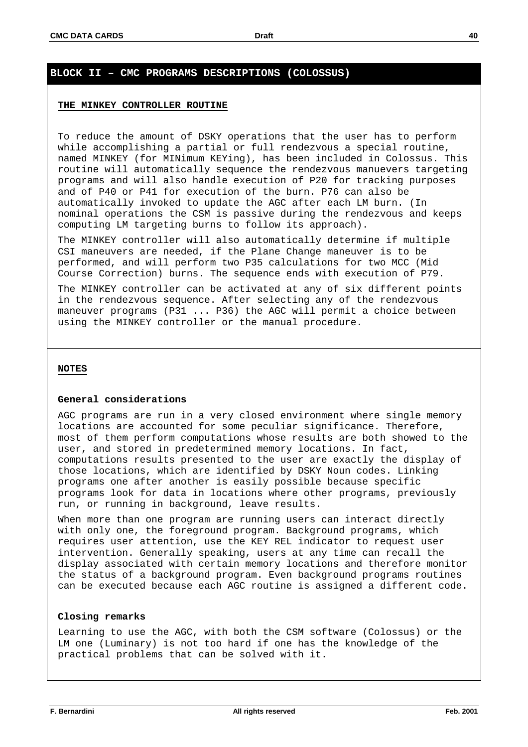## BLOCK II – CMC PROGRAMS DESCRIPTIONS (COLOSSUS)

### THE MINKEY CONTROLLER ROUTINE

To reduce the amount of DSKY operations that the user has to perform while accomplishing a partial or full rendezvous a special routine, named MINKEY (for MINimum KEYing), has been included in Colossus. This routine will automatically sequence the rendezvous manuevers targeting programs and will also handle execution of P20 for tracking purposes and of P40 or P41 for execution of the burn. P76 can also be automatically invoked to update the AGC after each LM burn. (In nominal operations the CSM is passive during the rendezvous and keeps computing LM targeting burns to follow its approach).

The MINKEY controller will also automatically determine if multiple CSI maneuvers are needed, if the Plane Change maneuver is to be performed, and will perform two P35 calculations for two MCC (Mid Course Correction) burns. The sequence ends with execution of P79.

The MINKEY controller can be activated at any of six different points in the rendezvous sequence. After selecting any of the rendezvous maneuver programs (P31 ... P36) the AGC will permit a choice between using the MINKEY controller or the manual procedure.

### NOTES

**General considerations**

AGC programs are run in a very closed environment where single memory locations are accounted for some peculiar significance. Therefore, most of them perform computations whose results are both showed to the user, and stored in predetermined memory locations. In fact, computations results presented to the user are exactly the display of those locations, which are identified by DSKY Noun codes. Linking programs one after another is easily possible because specific programs look for data in locations where other programs, previously run, or running in background, leave results.

When more than one program are running users can interact directly with only one, the foreground program. Background programs, which requires user attention, use the KEY REL indicator to request user intervention. Generally speaking, users at any time can recall the display associated with certain memory locations and therefore monitor the status of a background program. Even background programs routines can be executed because each AGC routine is assigned a different code.

**Closing remarks**

Learning to use the AGC, with both the CSM software (Colossus) or the LM one (Luminary) is not too hard if one has the knowledge of the practical problems that can be solved with it.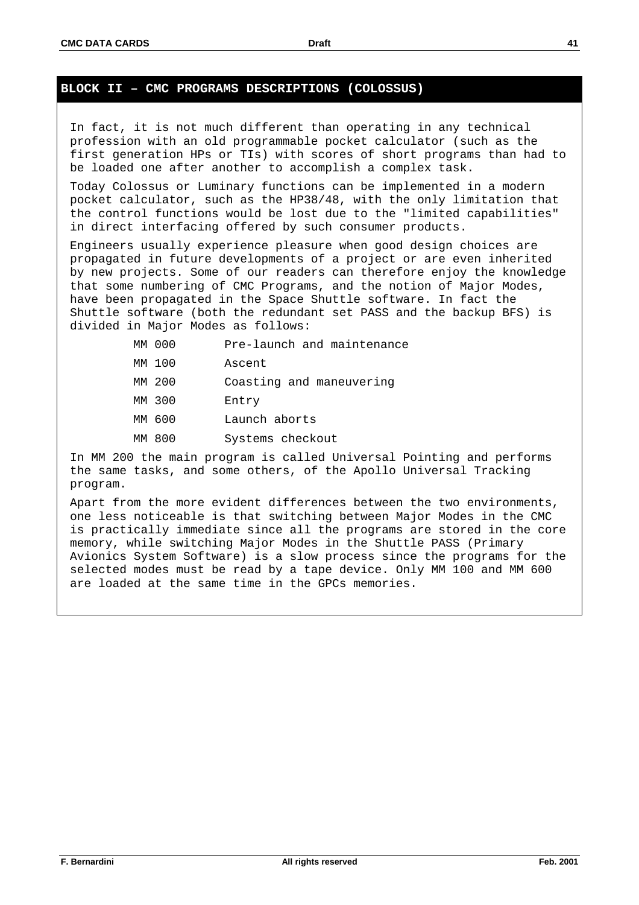## BLOCK II – CMC PROGRAMS DESCRIPTIONS (COLOSSUS)

In fact, it is not much different than operating in any technical profession with an old programmable pocket calculator (such as the first generation HPs or TIs) with scores of short programs than had to be loaded one after another to accomplish a complex task.

Today Colossus or Luminary functions can be implemented in a modern pocket calculator, such as the HP38/48, with the only limitation that the control functions would be lost due to the "limited capabilities" in direct interfacing offered by such consumer products.

Engineers usually experience pleasure when good design choices are propagated in future developments of a project or are even inherited by new projects. Some of our readers can therefore enjoy the knowledge that some numbering of CMC Programs, and the notion of Major Modes, have been propagated in the Space Shuttle software. In fact the Shuttle software (both the redundant set PASS and the backup BFS) is divided in Major Modes as follows:

| | |
|---|---|
| MM 000 | Pre-launch and maintenance |
| MM 100 | Ascent |
| MM 200 | Coasting and maneuvering |
| MM 300 | Entry |
| MM 600 | Launch aborts |
| MM 800 | Systems checkout |

In MM 200 the main program is called Universal Pointing and performs the same tasks, and some others, of the Apollo Universal Tracking program.

Apart from the more evident differences between the two environments, one less noticeable is that switching between Major Modes in the CMC is practically immediate since all the programs are stored in the core memory, while switching Major Modes in the Shuttle PASS (Primary Avionics System Software) is a slow process since the programs for the selected modes must be read by a tape device. Only MM 100 and MM 600 are loaded at the same time in the GPCs memories.